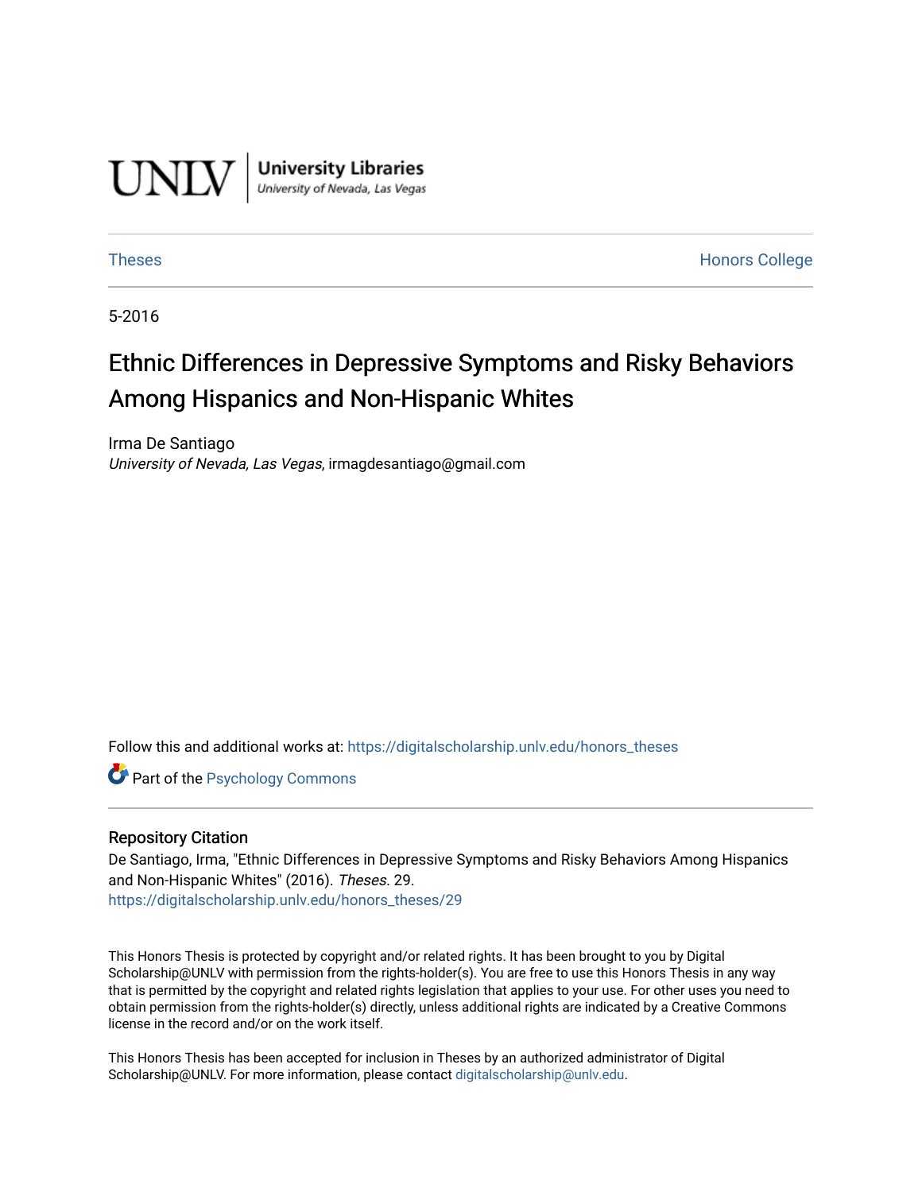UNLV | University Libraries
University of Nevada, Las Vegas

Theses | Honors College

5-2016

# Ethnic Differences in Depressive Symptoms and Risky Behaviors Among Hispanics and Non-Hispanic Whites

Irma De Santiago
*University of Nevada, Las Vegas*, irmagdesantiago@gmail.com

Follow this and additional works at: https://digitalscholarship.unlv.edu/honors_theses

Part of the Psychology Commons

## Repository Citation

De Santiago, Irma, "Ethnic Differences in Depressive Symptoms and Risky Behaviors Among Hispanics and Non-Hispanic Whites" (2016). *Theses*. 29.
https://digitalscholarship.unlv.edu/honors_theses/29

This Honors Thesis is protected by copyright and/or related rights. It has been brought to you by Digital Scholarship@UNLV with permission from the rights-holder(s). You are free to use this Honors Thesis in any way that is permitted by the copyright and related rights legislation that applies to your use. For other uses you need to obtain permission from the rights-holder(s) directly, unless additional rights are indicated by a Creative Commons license in the record and/or on the work itself.

This Honors Thesis has been accepted for inclusion in Theses by an authorized administrator of Digital Scholarship@UNLV. For more information, please contact digitalscholarship@unlv.edu.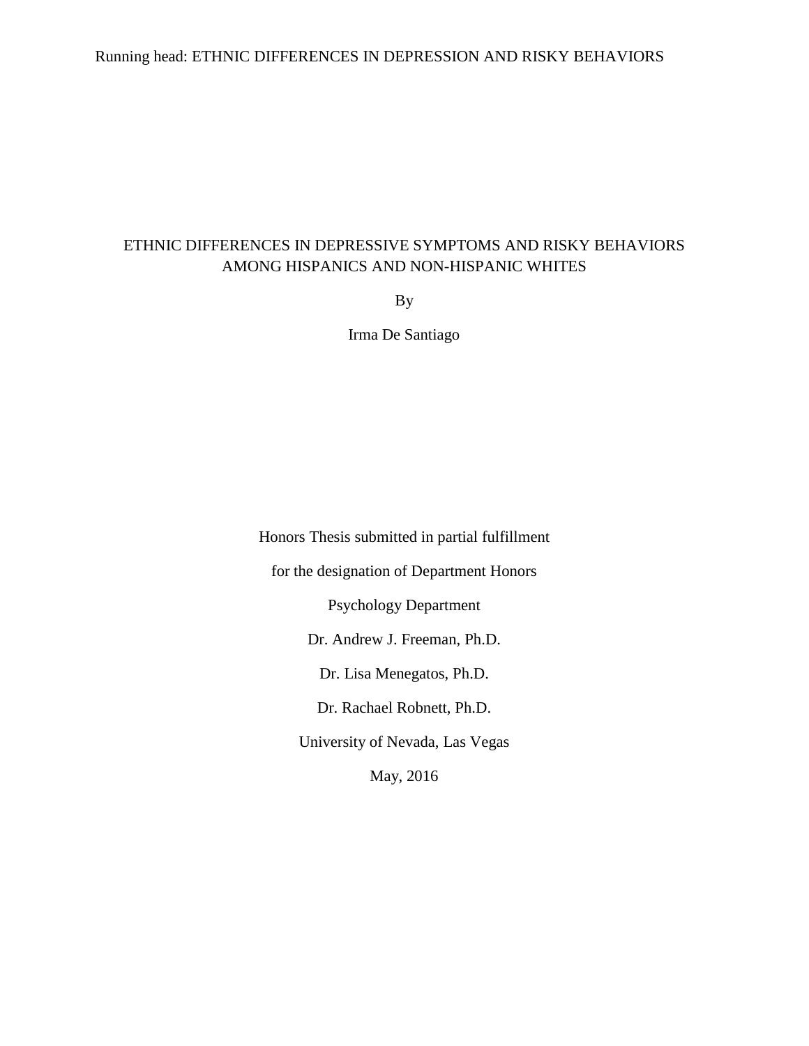# ETHNIC DIFFERENCES IN DEPRESSIVE SYMPTOMS AND RISKY BEHAVIORS AMONG HISPANICS AND NON-HISPANIC WHITES

By

Irma De Santiago

Honors Thesis submitted in partial fulfillment

for the designation of Department Honors

Psychology Department

Dr. Andrew J. Freeman, Ph.D.

Dr. Lisa Menegatos, Ph.D.

Dr. Rachael Robnett, Ph.D.

University of Nevada, Las Vegas

May, 2016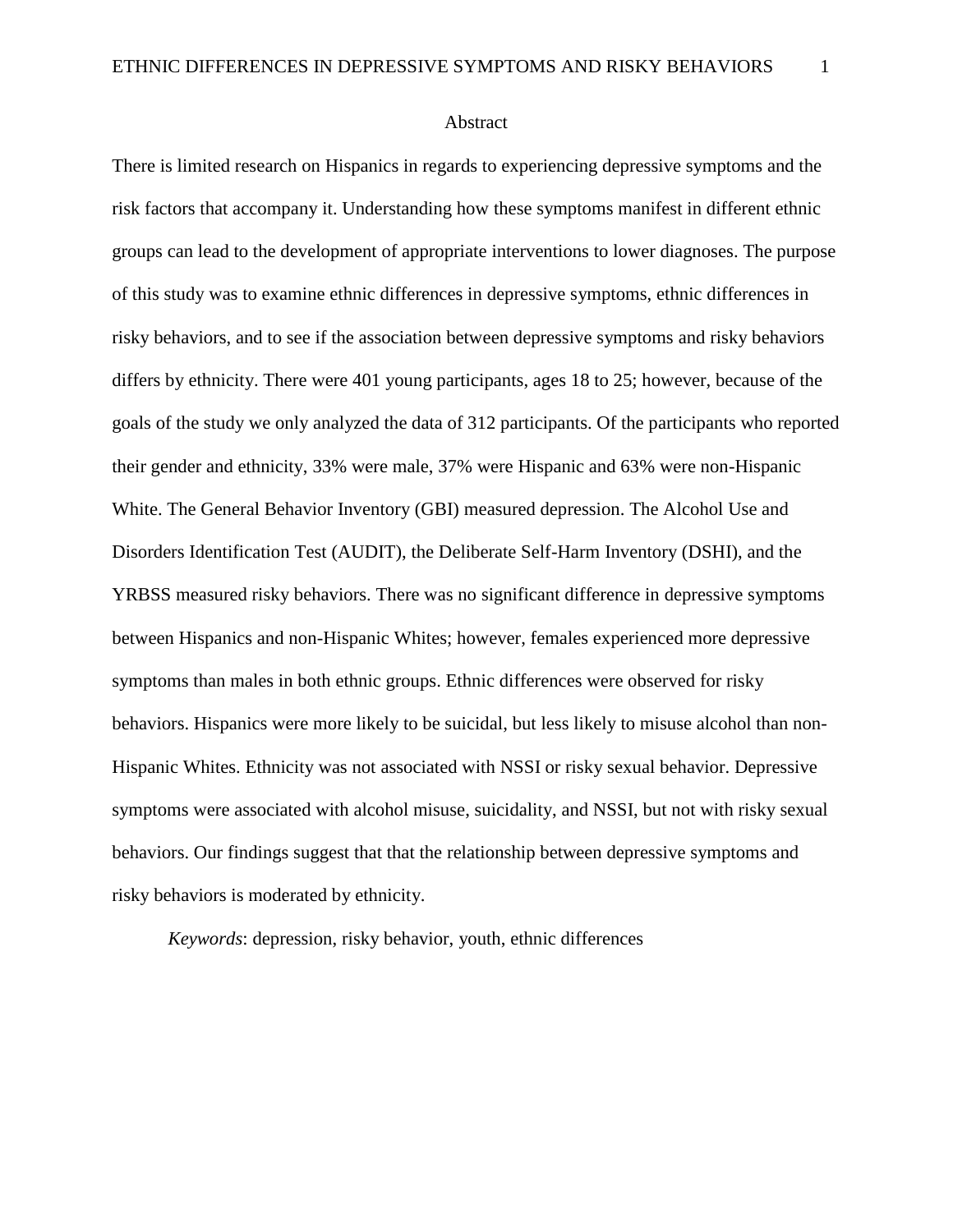# Abstract

There is limited research on Hispanics in regards to experiencing depressive symptoms and the risk factors that accompany it. Understanding how these symptoms manifest in different ethnic groups can lead to the development of appropriate interventions to lower diagnoses. The purpose of this study was to examine ethnic differences in depressive symptoms, ethnic differences in risky behaviors, and to see if the association between depressive symptoms and risky behaviors differs by ethnicity. There were 401 young participants, ages 18 to 25; however, because of the goals of the study we only analyzed the data of 312 participants. Of the participants who reported their gender and ethnicity, 33% were male, 37% were Hispanic and 63% were non-Hispanic White. The General Behavior Inventory (GBI) measured depression. The Alcohol Use and Disorders Identification Test (AUDIT), the Deliberate Self-Harm Inventory (DSHI), and the YRBSS measured risky behaviors. There was no significant difference in depressive symptoms between Hispanics and non-Hispanic Whites; however, females experienced more depressive symptoms than males in both ethnic groups. Ethnic differences were observed for risky behaviors. Hispanics were more likely to be suicidal, but less likely to misuse alcohol than non-Hispanic Whites. Ethnicity was not associated with NSSI or risky sexual behavior. Depressive symptoms were associated with alcohol misuse, suicidality, and NSSI, but not with risky sexual behaviors. Our findings suggest that that the relationship between depressive symptoms and risky behaviors is moderated by ethnicity.

*Keywords*: depression, risky behavior, youth, ethnic differences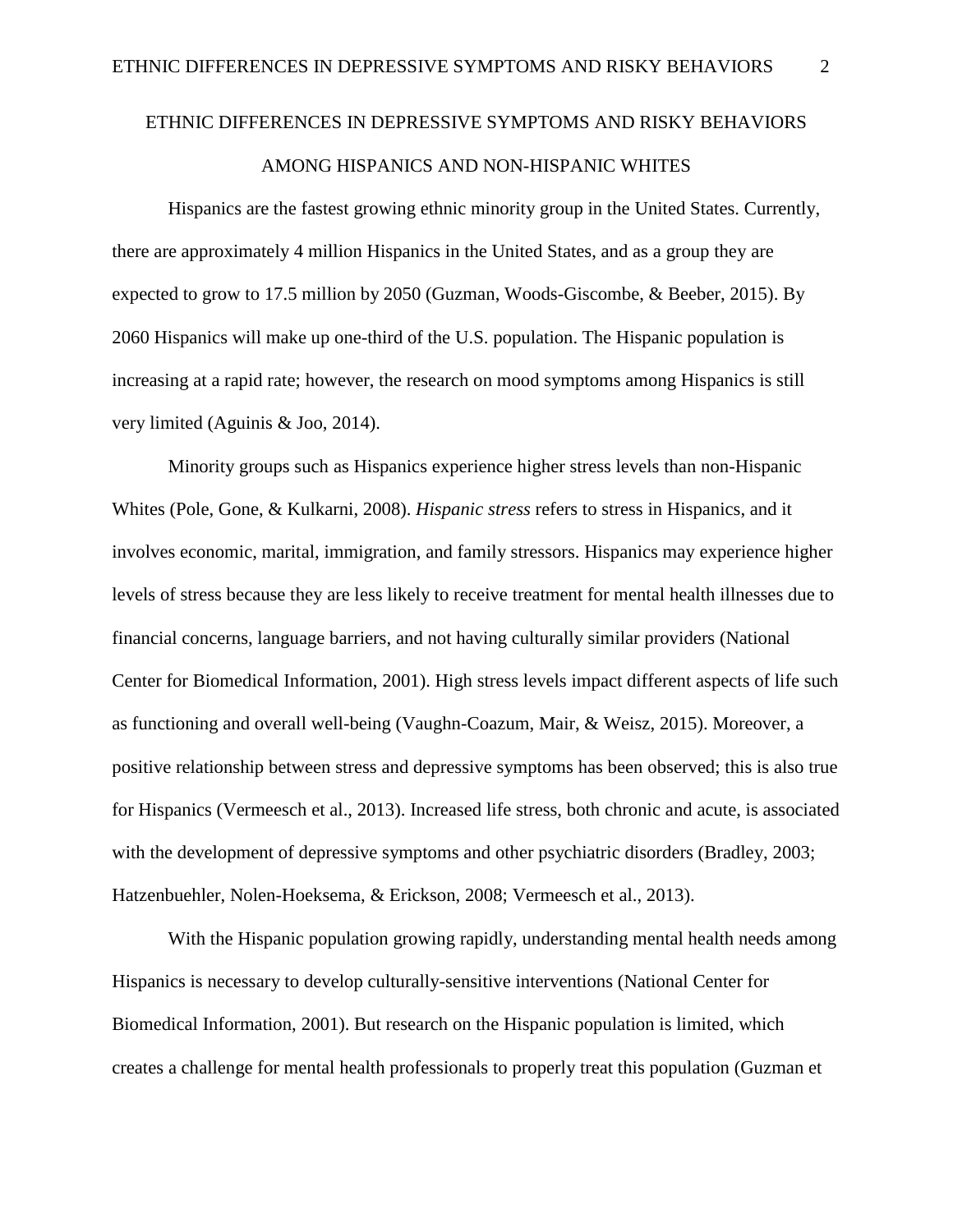# ETHNIC DIFFERENCES IN DEPRESSIVE SYMPTOMS AND RISKY BEHAVIORS AMONG HISPANICS AND NON-HISPANIC WHITES

Hispanics are the fastest growing ethnic minority group in the United States. Currently, there are approximately 4 million Hispanics in the United States, and as a group they are expected to grow to 17.5 million by 2050 (Guzman, Woods-Giscombe, & Beeber, 2015). By 2060 Hispanics will make up one-third of the U.S. population. The Hispanic population is increasing at a rapid rate; however, the research on mood symptoms among Hispanics is still very limited (Aguinis & Joo, 2014).

Minority groups such as Hispanics experience higher stress levels than non-Hispanic Whites (Pole, Gone, & Kulkarni, 2008). *Hispanic stress* refers to stress in Hispanics, and it involves economic, marital, immigration, and family stressors. Hispanics may experience higher levels of stress because they are less likely to receive treatment for mental health illnesses due to financial concerns, language barriers, and not having culturally similar providers (National Center for Biomedical Information, 2001). High stress levels impact different aspects of life such as functioning and overall well-being (Vaughn-Coazum, Mair, & Weisz, 2015). Moreover, a positive relationship between stress and depressive symptoms has been observed; this is also true for Hispanics (Vermeesch et al., 2013). Increased life stress, both chronic and acute, is associated with the development of depressive symptoms and other psychiatric disorders (Bradley, 2003; Hatzenbuehler, Nolen-Hoeksema, & Erickson, 2008; Vermeesch et al., 2013).

With the Hispanic population growing rapidly, understanding mental health needs among Hispanics is necessary to develop culturally-sensitive interventions (National Center for Biomedical Information, 2001). But research on the Hispanic population is limited, which creates a challenge for mental health professionals to properly treat this population (Guzman et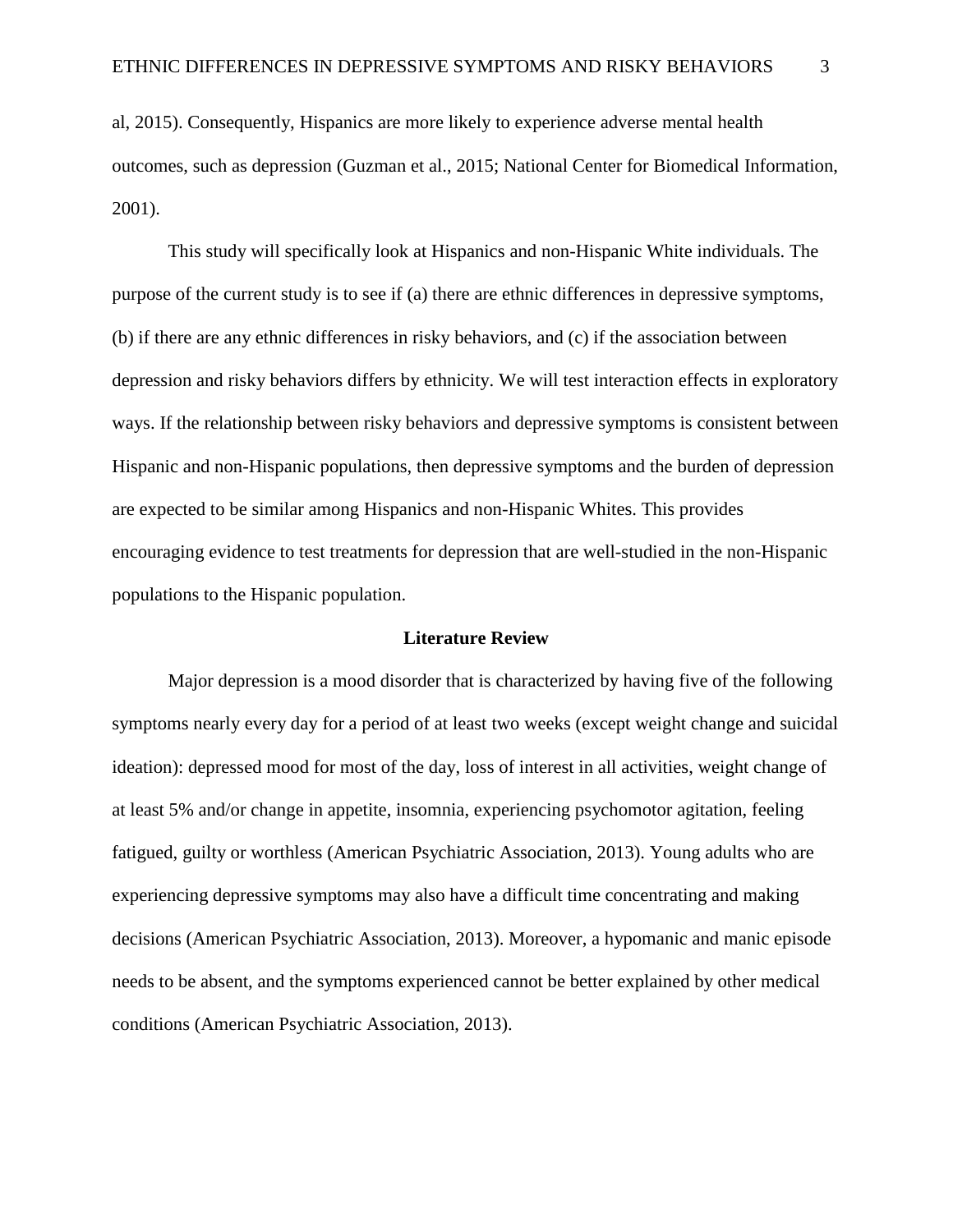al, 2015). Consequently, Hispanics are more likely to experience adverse mental health outcomes, such as depression (Guzman et al., 2015; National Center for Biomedical Information, 2001).

This study will specifically look at Hispanics and non-Hispanic White individuals. The purpose of the current study is to see if (a) there are ethnic differences in depressive symptoms, (b) if there are any ethnic differences in risky behaviors, and (c) if the association between depression and risky behaviors differs by ethnicity. We will test interaction effects in exploratory ways. If the relationship between risky behaviors and depressive symptoms is consistent between Hispanic and non-Hispanic populations, then depressive symptoms and the burden of depression are expected to be similar among Hispanics and non-Hispanic Whites. This provides encouraging evidence to test treatments for depression that are well-studied in the non-Hispanic populations to the Hispanic population.

## Literature Review

Major depression is a mood disorder that is characterized by having five of the following symptoms nearly every day for a period of at least two weeks (except weight change and suicidal ideation): depressed mood for most of the day, loss of interest in all activities, weight change of at least 5% and/or change in appetite, insomnia, experiencing psychomotor agitation, feeling fatigued, guilty or worthless (American Psychiatric Association, 2013). Young adults who are experiencing depressive symptoms may also have a difficult time concentrating and making decisions (American Psychiatric Association, 2013). Moreover, a hypomanic and manic episode needs to be absent, and the symptoms experienced cannot be better explained by other medical conditions (American Psychiatric Association, 2013).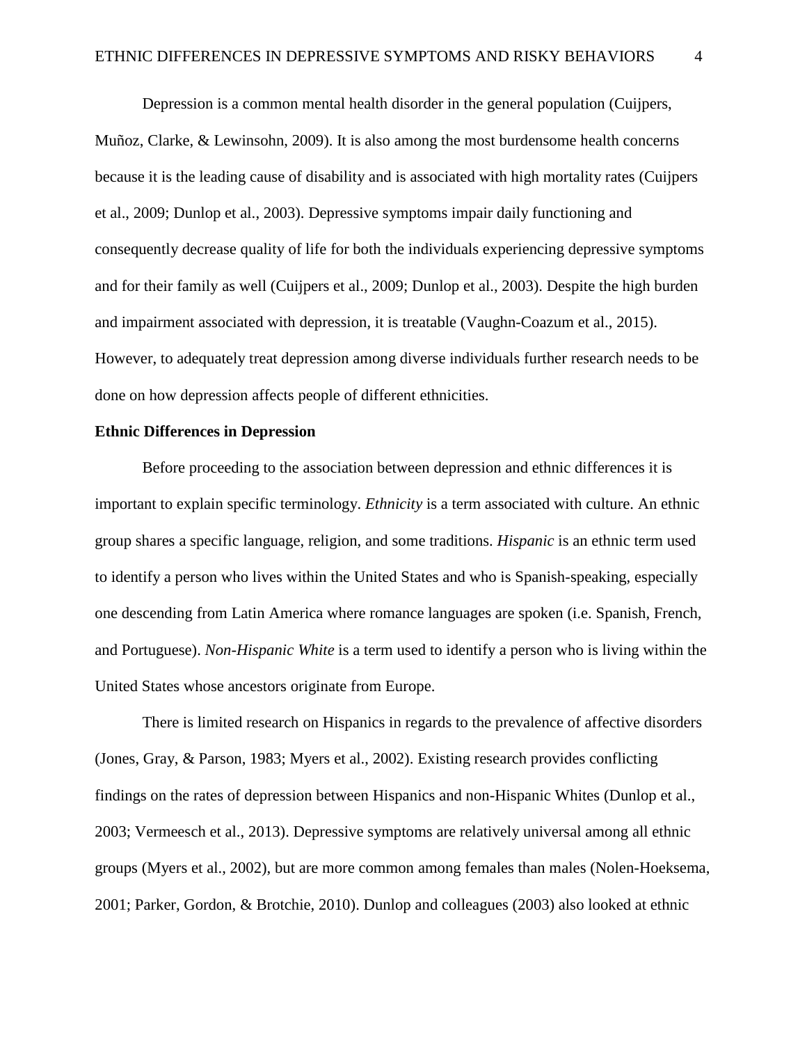Depression is a common mental health disorder in the general population (Cuijpers, Muñoz, Clarke, & Lewinsohn, 2009). It is also among the most burdensome health concerns because it is the leading cause of disability and is associated with high mortality rates (Cuijpers et al., 2009; Dunlop et al., 2003). Depressive symptoms impair daily functioning and consequently decrease quality of life for both the individuals experiencing depressive symptoms and for their family as well (Cuijpers et al., 2009; Dunlop et al., 2003). Despite the high burden and impairment associated with depression, it is treatable (Vaughn-Coazum et al., 2015). However, to adequately treat depression among diverse individuals further research needs to be done on how depression affects people of different ethnicities.

**Ethnic Differences in Depression**

Before proceeding to the association between depression and ethnic differences it is important to explain specific terminology. *Ethnicity* is a term associated with culture. An ethnic group shares a specific language, religion, and some traditions. *Hispanic* is an ethnic term used to identify a person who lives within the United States and who is Spanish-speaking, especially one descending from Latin America where romance languages are spoken (i.e. Spanish, French, and Portuguese). *Non-Hispanic White* is a term used to identify a person who is living within the United States whose ancestors originate from Europe.

There is limited research on Hispanics in regards to the prevalence of affective disorders (Jones, Gray, & Parson, 1983; Myers et al., 2002). Existing research provides conflicting findings on the rates of depression between Hispanics and non-Hispanic Whites (Dunlop et al., 2003; Vermeesch et al., 2013). Depressive symptoms are relatively universal among all ethnic groups (Myers et al., 2002), but are more common among females than males (Nolen-Hoeksema, 2001; Parker, Gordon, & Brotchie, 2010). Dunlop and colleagues (2003) also looked at ethnic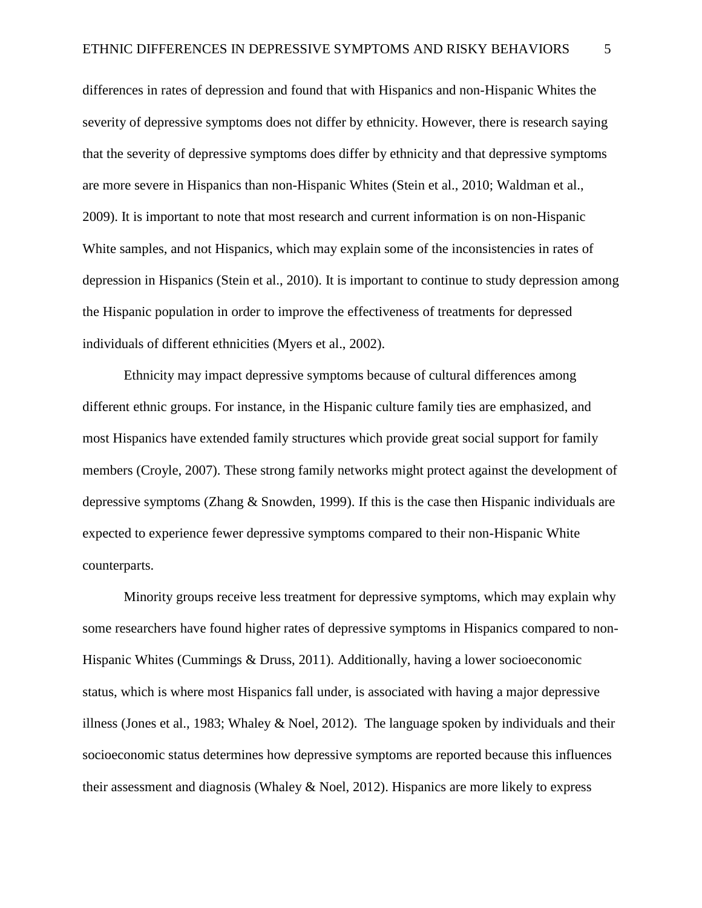differences in rates of depression and found that with Hispanics and non-Hispanic Whites the severity of depressive symptoms does not differ by ethnicity. However, there is research saying that the severity of depressive symptoms does differ by ethnicity and that depressive symptoms are more severe in Hispanics than non-Hispanic Whites (Stein et al., 2010; Waldman et al., 2009). It is important to note that most research and current information is on non-Hispanic White samples, and not Hispanics, which may explain some of the inconsistencies in rates of depression in Hispanics (Stein et al., 2010). It is important to continue to study depression among the Hispanic population in order to improve the effectiveness of treatments for depressed individuals of different ethnicities (Myers et al., 2002).

Ethnicity may impact depressive symptoms because of cultural differences among different ethnic groups. For instance, in the Hispanic culture family ties are emphasized, and most Hispanics have extended family structures which provide great social support for family members (Croyle, 2007). These strong family networks might protect against the development of depressive symptoms (Zhang & Snowden, 1999). If this is the case then Hispanic individuals are expected to experience fewer depressive symptoms compared to their non-Hispanic White counterparts.

Minority groups receive less treatment for depressive symptoms, which may explain why some researchers have found higher rates of depressive symptoms in Hispanics compared to non-Hispanic Whites (Cummings & Druss, 2011). Additionally, having a lower socioeconomic status, which is where most Hispanics fall under, is associated with having a major depressive illness (Jones et al., 1983; Whaley & Noel, 2012). The language spoken by individuals and their socioeconomic status determines how depressive symptoms are reported because this influences their assessment and diagnosis (Whaley & Noel, 2012). Hispanics are more likely to express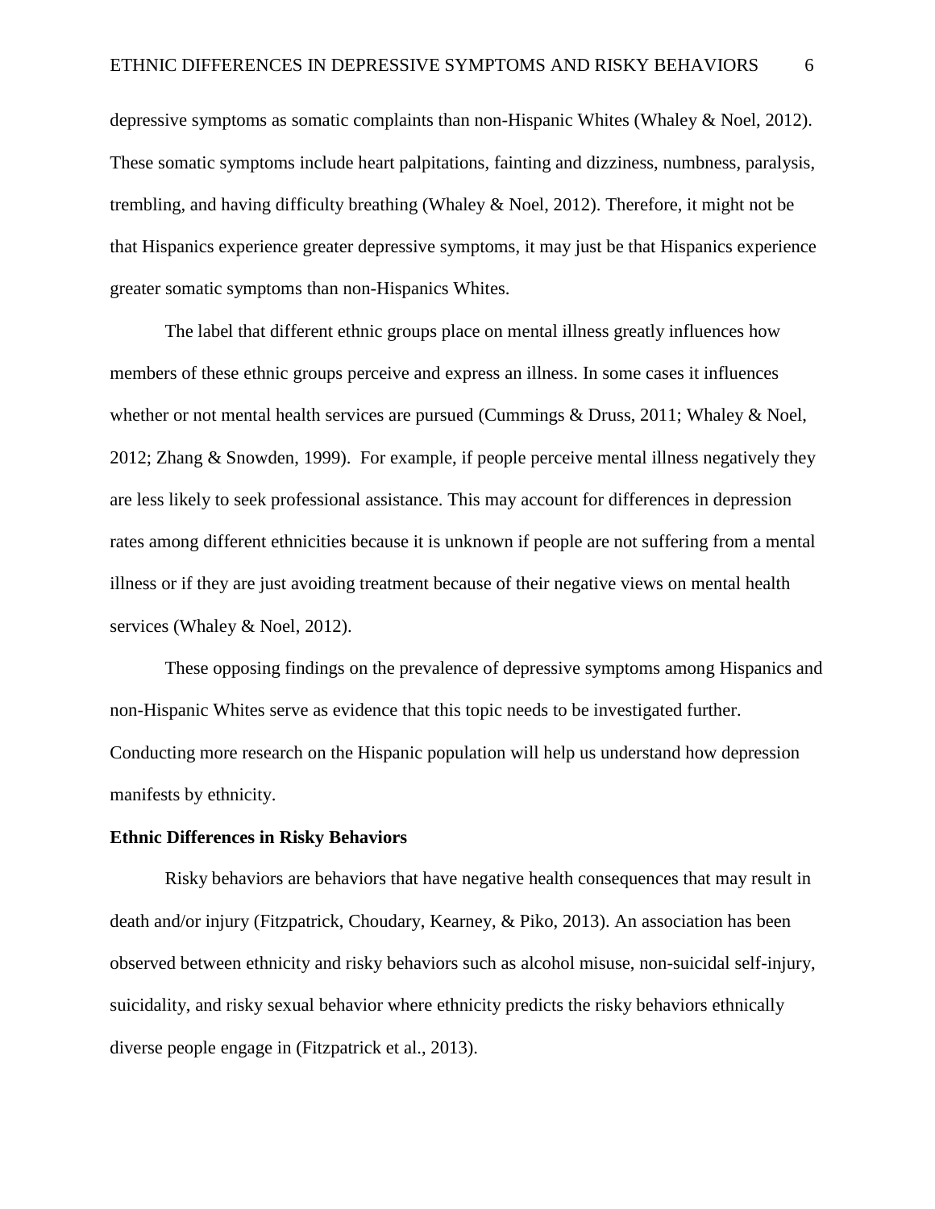depressive symptoms as somatic complaints than non-Hispanic Whites (Whaley & Noel, 2012). These somatic symptoms include heart palpitations, fainting and dizziness, numbness, paralysis, trembling, and having difficulty breathing (Whaley & Noel, 2012). Therefore, it might not be that Hispanics experience greater depressive symptoms, it may just be that Hispanics experience greater somatic symptoms than non-Hispanics Whites.

The label that different ethnic groups place on mental illness greatly influences how members of these ethnic groups perceive and express an illness. In some cases it influences whether or not mental health services are pursued (Cummings & Druss, 2011; Whaley & Noel, 2012; Zhang & Snowden, 1999). For example, if people perceive mental illness negatively they are less likely to seek professional assistance. This may account for differences in depression rates among different ethnicities because it is unknown if people are not suffering from a mental illness or if they are just avoiding treatment because of their negative views on mental health services (Whaley & Noel, 2012).

These opposing findings on the prevalence of depressive symptoms among Hispanics and non-Hispanic Whites serve as evidence that this topic needs to be investigated further. Conducting more research on the Hispanic population will help us understand how depression manifests by ethnicity.

**Ethnic Differences in Risky Behaviors**

Risky behaviors are behaviors that have negative health consequences that may result in death and/or injury (Fitzpatrick, Choudary, Kearney, & Piko, 2013). An association has been observed between ethnicity and risky behaviors such as alcohol misuse, non-suicidal self-injury, suicidality, and risky sexual behavior where ethnicity predicts the risky behaviors ethnically diverse people engage in (Fitzpatrick et al., 2013).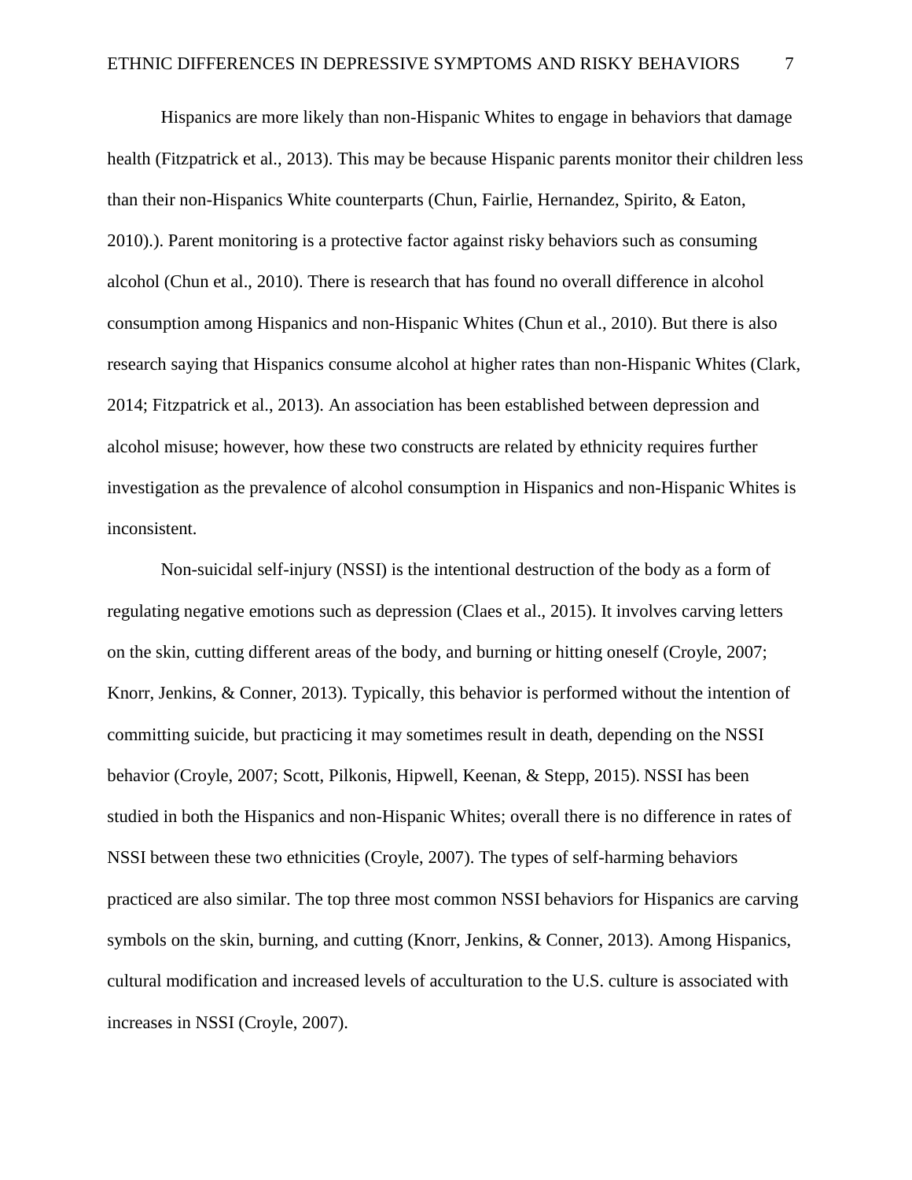Hispanics are more likely than non-Hispanic Whites to engage in behaviors that damage health (Fitzpatrick et al., 2013). This may be because Hispanic parents monitor their children less than their non-Hispanics White counterparts (Chun, Fairlie, Hernandez, Spirito, & Eaton, 2010).). Parent monitoring is a protective factor against risky behaviors such as consuming alcohol (Chun et al., 2010). There is research that has found no overall difference in alcohol consumption among Hispanics and non-Hispanic Whites (Chun et al., 2010). But there is also research saying that Hispanics consume alcohol at higher rates than non-Hispanic Whites (Clark, 2014; Fitzpatrick et al., 2013). An association has been established between depression and alcohol misuse; however, how these two constructs are related by ethnicity requires further investigation as the prevalence of alcohol consumption in Hispanics and non-Hispanic Whites is inconsistent.

Non-suicidal self-injury (NSSI) is the intentional destruction of the body as a form of regulating negative emotions such as depression (Claes et al., 2015). It involves carving letters on the skin, cutting different areas of the body, and burning or hitting oneself (Croyle, 2007; Knorr, Jenkins, & Conner, 2013). Typically, this behavior is performed without the intention of committing suicide, but practicing it may sometimes result in death, depending on the NSSI behavior (Croyle, 2007; Scott, Pilkonis, Hipwell, Keenan, & Stepp, 2015). NSSI has been studied in both the Hispanics and non-Hispanic Whites; overall there is no difference in rates of NSSI between these two ethnicities (Croyle, 2007). The types of self-harming behaviors practiced are also similar. The top three most common NSSI behaviors for Hispanics are carving symbols on the skin, burning, and cutting (Knorr, Jenkins, & Conner, 2013). Among Hispanics, cultural modification and increased levels of acculturation to the U.S. culture is associated with increases in NSSI (Croyle, 2007).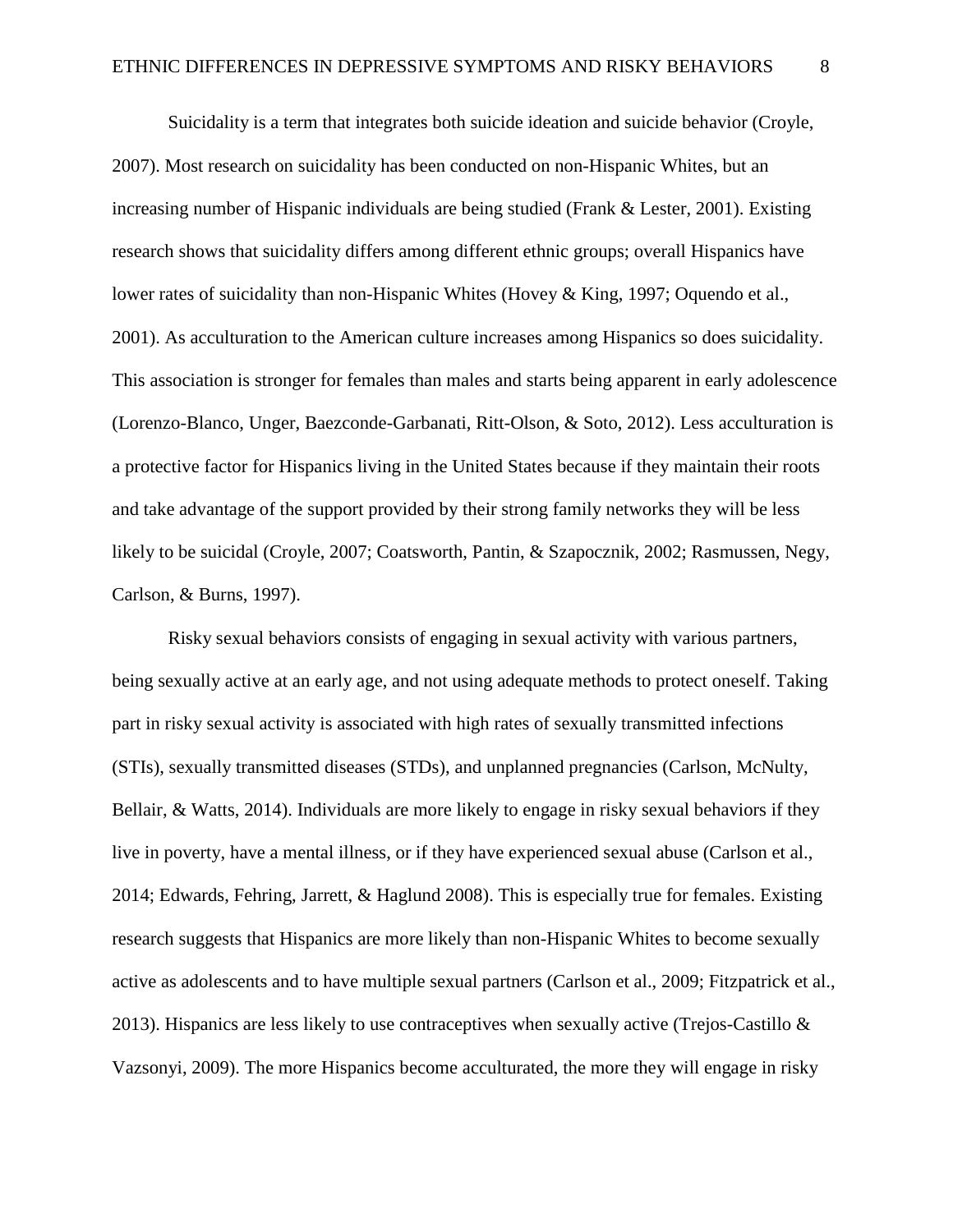Suicidality is a term that integrates both suicide ideation and suicide behavior (Croyle, 2007). Most research on suicidality has been conducted on non-Hispanic Whites, but an increasing number of Hispanic individuals are being studied (Frank & Lester, 2001). Existing research shows that suicidality differs among different ethnic groups; overall Hispanics have lower rates of suicidality than non-Hispanic Whites (Hovey & King, 1997; Oquendo et al., 2001). As acculturation to the American culture increases among Hispanics so does suicidality. This association is stronger for females than males and starts being apparent in early adolescence (Lorenzo-Blanco, Unger, Baezconde-Garbanati, Ritt-Olson, & Soto, 2012). Less acculturation is a protective factor for Hispanics living in the United States because if they maintain their roots and take advantage of the support provided by their strong family networks they will be less likely to be suicidal (Croyle, 2007; Coatsworth, Pantin, & Szapocznik, 2002; Rasmussen, Negy, Carlson, & Burns, 1997).

Risky sexual behaviors consists of engaging in sexual activity with various partners, being sexually active at an early age, and not using adequate methods to protect oneself. Taking part in risky sexual activity is associated with high rates of sexually transmitted infections (STIs), sexually transmitted diseases (STDs), and unplanned pregnancies (Carlson, McNulty, Bellair, & Watts, 2014). Individuals are more likely to engage in risky sexual behaviors if they live in poverty, have a mental illness, or if they have experienced sexual abuse (Carlson et al., 2014; Edwards, Fehring, Jarrett, & Haglund 2008). This is especially true for females. Existing research suggests that Hispanics are more likely than non-Hispanic Whites to become sexually active as adolescents and to have multiple sexual partners (Carlson et al., 2009; Fitzpatrick et al., 2013). Hispanics are less likely to use contraceptives when sexually active (Trejos-Castillo & Vazsonyi, 2009). The more Hispanics become acculturated, the more they will engage in risky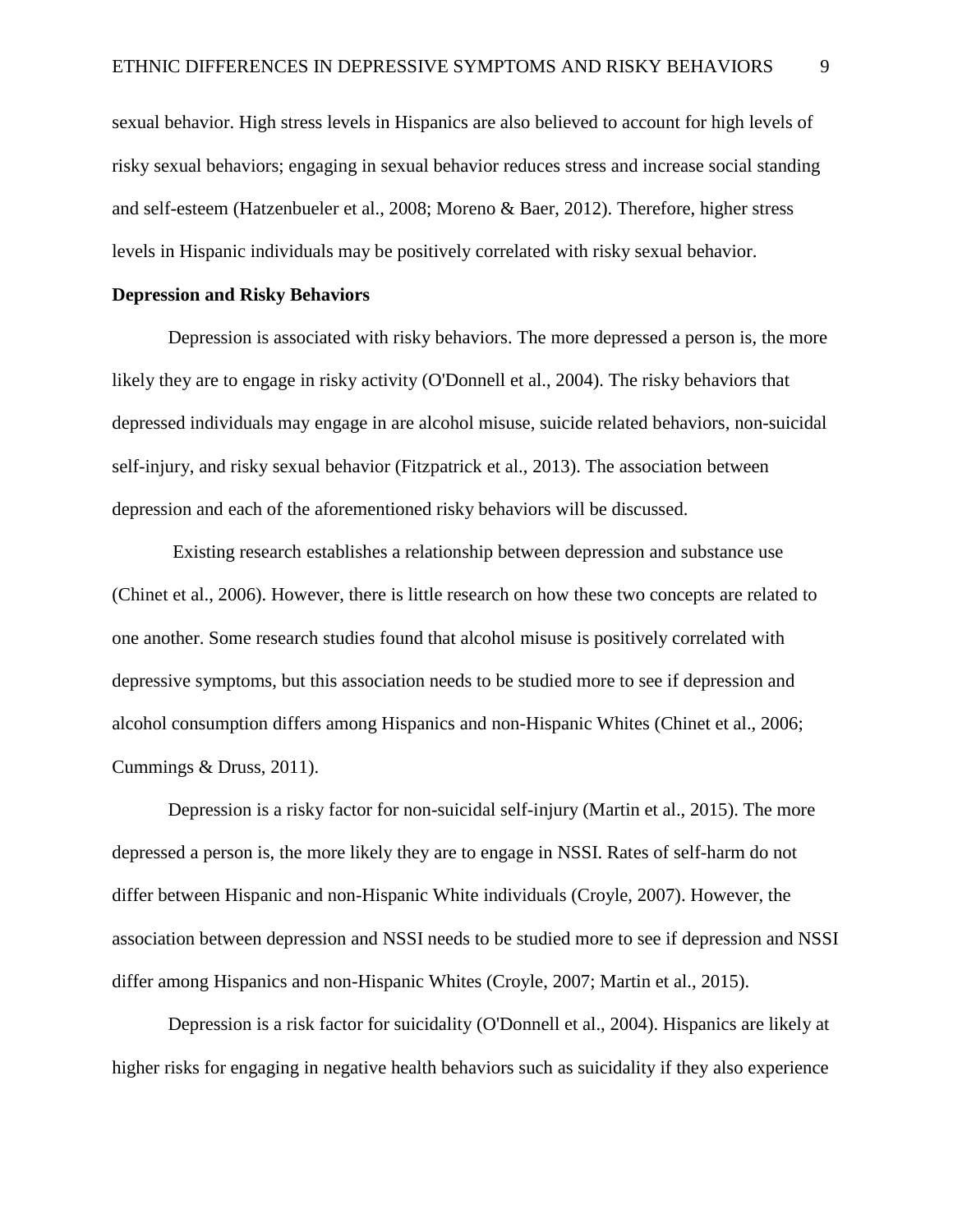sexual behavior. High stress levels in Hispanics are also believed to account for high levels of risky sexual behaviors; engaging in sexual behavior reduces stress and increase social standing and self-esteem (Hatzenbueler et al., 2008; Moreno & Baer, 2012). Therefore, higher stress levels in Hispanic individuals may be positively correlated with risky sexual behavior.

**Depression and Risky Behaviors**

Depression is associated with risky behaviors. The more depressed a person is, the more likely they are to engage in risky activity (O'Donnell et al., 2004). The risky behaviors that depressed individuals may engage in are alcohol misuse, suicide related behaviors, non-suicidal self-injury, and risky sexual behavior (Fitzpatrick et al., 2013). The association between depression and each of the aforementioned risky behaviors will be discussed.

Existing research establishes a relationship between depression and substance use (Chinet et al., 2006). However, there is little research on how these two concepts are related to one another. Some research studies found that alcohol misuse is positively correlated with depressive symptoms, but this association needs to be studied more to see if depression and alcohol consumption differs among Hispanics and non-Hispanic Whites (Chinet et al., 2006; Cummings & Druss, 2011).

Depression is a risky factor for non-suicidal self-injury (Martin et al., 2015). The more depressed a person is, the more likely they are to engage in NSSI. Rates of self-harm do not differ between Hispanic and non-Hispanic White individuals (Croyle, 2007). However, the association between depression and NSSI needs to be studied more to see if depression and NSSI differ among Hispanics and non-Hispanic Whites (Croyle, 2007; Martin et al., 2015).

Depression is a risk factor for suicidality (O'Donnell et al., 2004). Hispanics are likely at higher risks for engaging in negative health behaviors such as suicidality if they also experience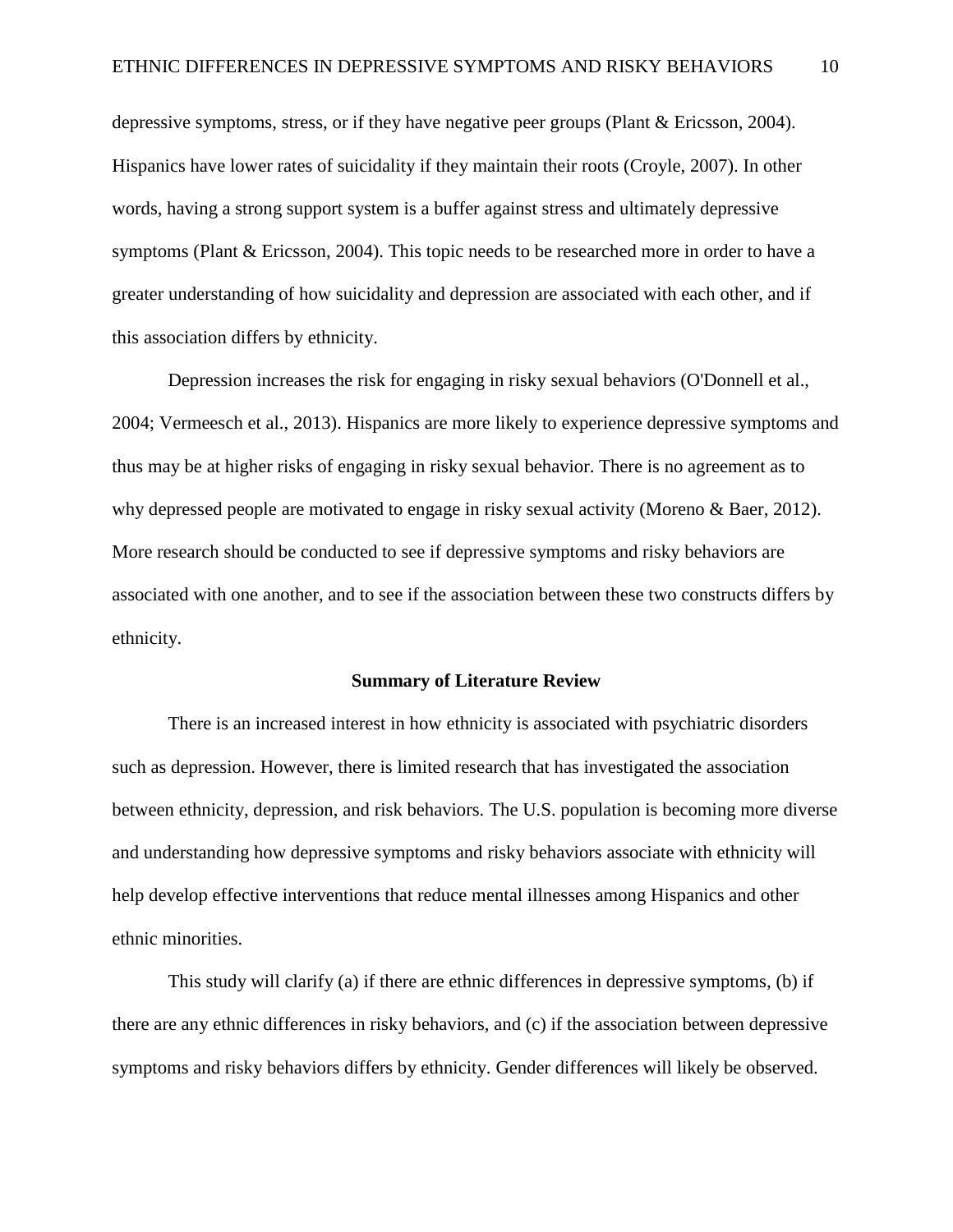depressive symptoms, stress, or if they have negative peer groups (Plant & Ericsson, 2004). Hispanics have lower rates of suicidality if they maintain their roots (Croyle, 2007). In other words, having a strong support system is a buffer against stress and ultimately depressive symptoms (Plant & Ericsson, 2004). This topic needs to be researched more in order to have a greater understanding of how suicidality and depression are associated with each other, and if this association differs by ethnicity.

Depression increases the risk for engaging in risky sexual behaviors (O'Donnell et al., 2004; Vermeesch et al., 2013). Hispanics are more likely to experience depressive symptoms and thus may be at higher risks of engaging in risky sexual behavior. There is no agreement as to why depressed people are motivated to engage in risky sexual activity (Moreno & Baer, 2012). More research should be conducted to see if depressive symptoms and risky behaviors are associated with one another, and to see if the association between these two constructs differs by ethnicity.

## Summary of Literature Review

There is an increased interest in how ethnicity is associated with psychiatric disorders such as depression. However, there is limited research that has investigated the association between ethnicity, depression, and risk behaviors. The U.S. population is becoming more diverse and understanding how depressive symptoms and risky behaviors associate with ethnicity will help develop effective interventions that reduce mental illnesses among Hispanics and other ethnic minorities.

This study will clarify (a) if there are ethnic differences in depressive symptoms, (b) if there are any ethnic differences in risky behaviors, and (c) if the association between depressive symptoms and risky behaviors differs by ethnicity. Gender differences will likely be observed.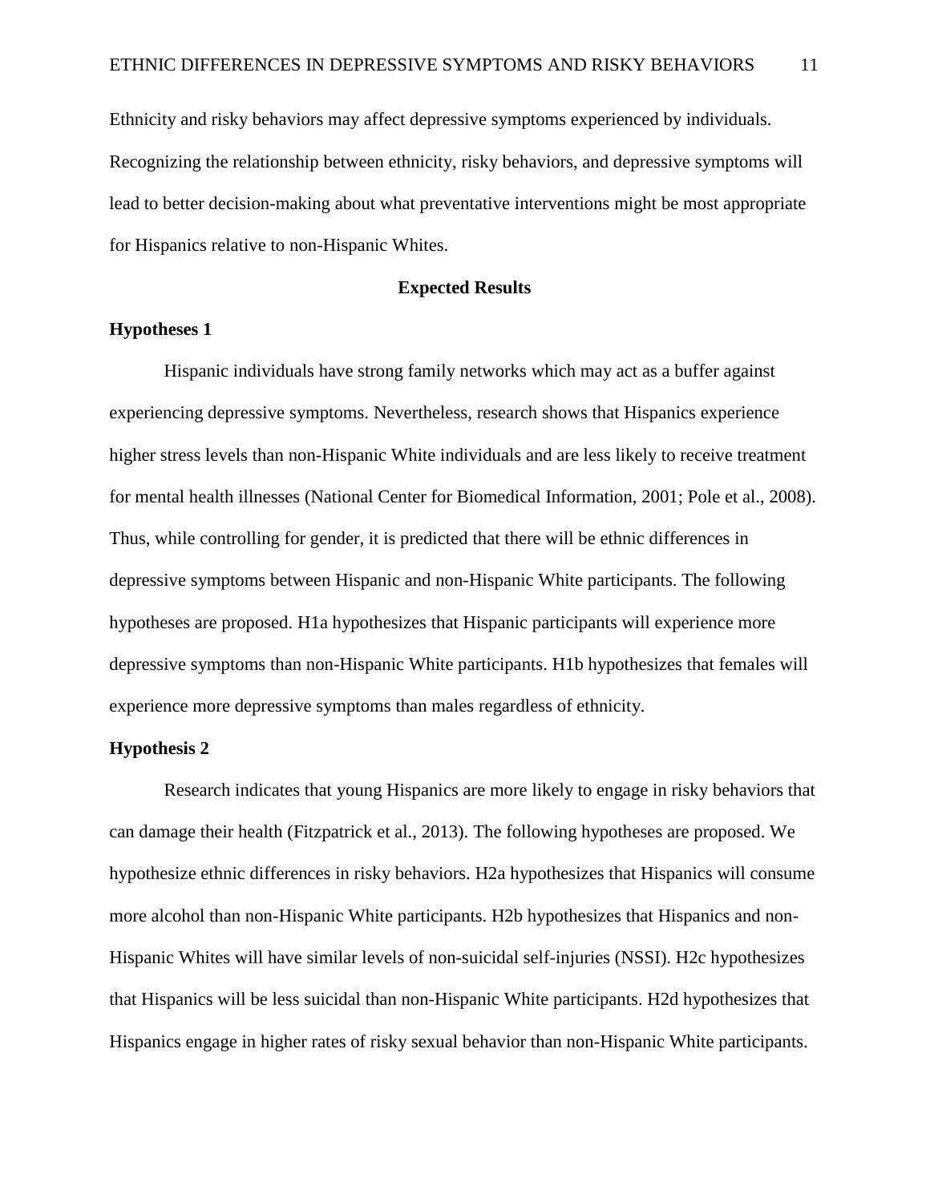Ethnicity and risky behaviors may affect depressive symptoms experienced by individuals. Recognizing the relationship between ethnicity, risky behaviors, and depressive symptoms will lead to better decision-making about what preventative interventions might be most appropriate for Hispanics relative to non-Hispanic Whites.

## Expected Results

### Hypotheses 1

Hispanic individuals have strong family networks which may act as a buffer against experiencing depressive symptoms. Nevertheless, research shows that Hispanics experience higher stress levels than non-Hispanic White individuals and are less likely to receive treatment for mental health illnesses (National Center for Biomedical Information, 2001; Pole et al., 2008). Thus, while controlling for gender, it is predicted that there will be ethnic differences in depressive symptoms between Hispanic and non-Hispanic White participants. The following hypotheses are proposed. H1a hypothesizes that Hispanic participants will experience more depressive symptoms than non-Hispanic White participants. H1b hypothesizes that females will experience more depressive symptoms than males regardless of ethnicity.

### Hypothesis 2

Research indicates that young Hispanics are more likely to engage in risky behaviors that can damage their health (Fitzpatrick et al., 2013). The following hypotheses are proposed. We hypothesize ethnic differences in risky behaviors. H2a hypothesizes that Hispanics will consume more alcohol than non-Hispanic White participants. H2b hypothesizes that Hispanics and non-Hispanic Whites will have similar levels of non-suicidal self-injuries (NSSI). H2c hypothesizes that Hispanics will be less suicidal than non-Hispanic White participants. H2d hypothesizes that Hispanics engage in higher rates of risky sexual behavior than non-Hispanic White participants.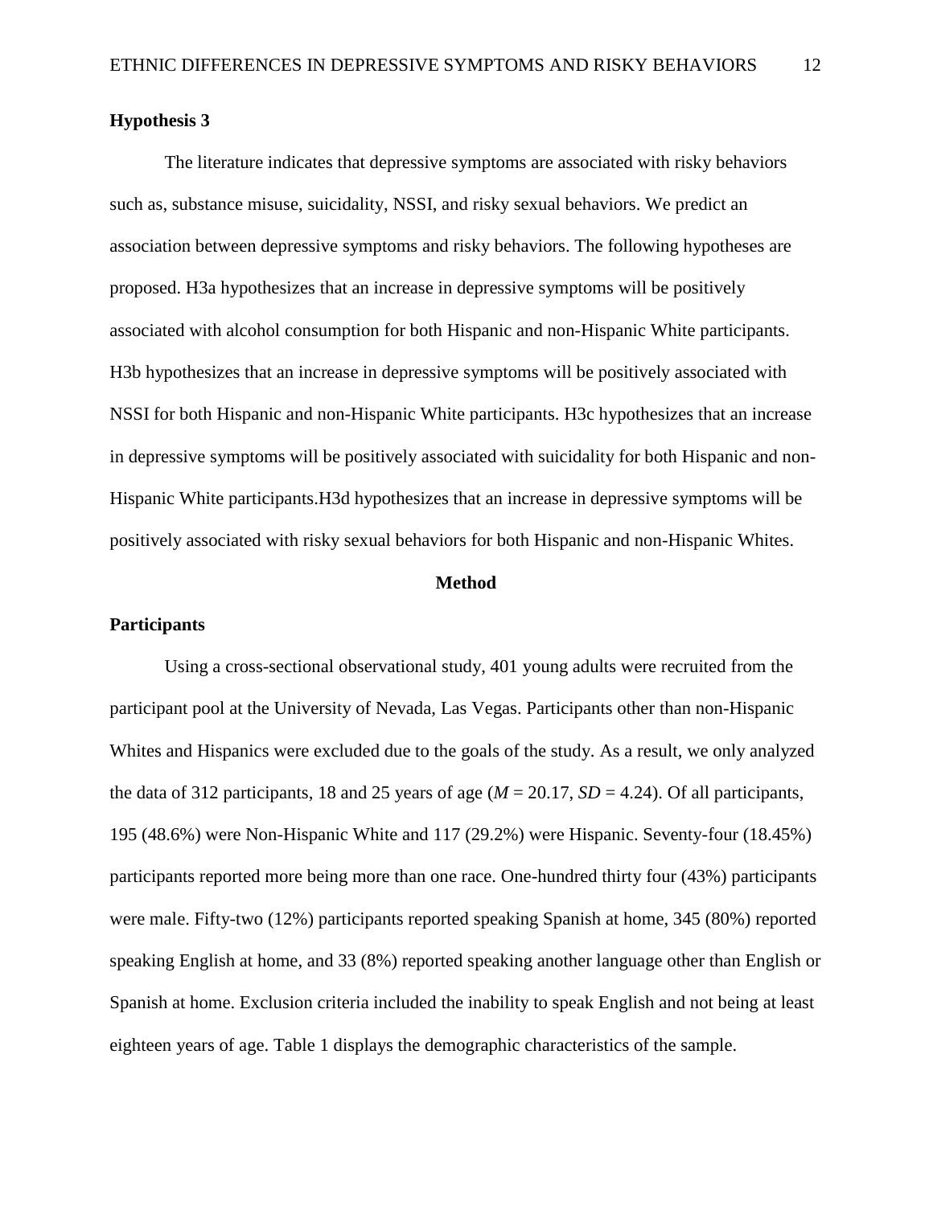## Hypothesis 3

The literature indicates that depressive symptoms are associated with risky behaviors such as, substance misuse, suicidality, NSSI, and risky sexual behaviors. We predict an association between depressive symptoms and risky behaviors. The following hypotheses are proposed. H3a hypothesizes that an increase in depressive symptoms will be positively associated with alcohol consumption for both Hispanic and non-Hispanic White participants. H3b hypothesizes that an increase in depressive symptoms will be positively associated with NSSI for both Hispanic and non-Hispanic White participants. H3c hypothesizes that an increase in depressive symptoms will be positively associated with suicidality for both Hispanic and non-Hispanic White participants.H3d hypothesizes that an increase in depressive symptoms will be positively associated with risky sexual behaviors for both Hispanic and non-Hispanic Whites.

# Method

## Participants

Using a cross-sectional observational study, 401 young adults were recruited from the participant pool at the University of Nevada, Las Vegas. Participants other than non-Hispanic Whites and Hispanics were excluded due to the goals of the study. As a result, we only analyzed the data of 312 participants, 18 and 25 years of age ($M$ = 20.17, $SD$ = 4.24). Of all participants, 195 (48.6%) were Non-Hispanic White and 117 (29.2%) were Hispanic. Seventy-four (18.45%) participants reported more being more than one race. One-hundred thirty four (43%) participants were male. Fifty-two (12%) participants reported speaking Spanish at home, 345 (80%) reported speaking English at home, and 33 (8%) reported speaking another language other than English or Spanish at home. Exclusion criteria included the inability to speak English and not being at least eighteen years of age. Table 1 displays the demographic characteristics of the sample.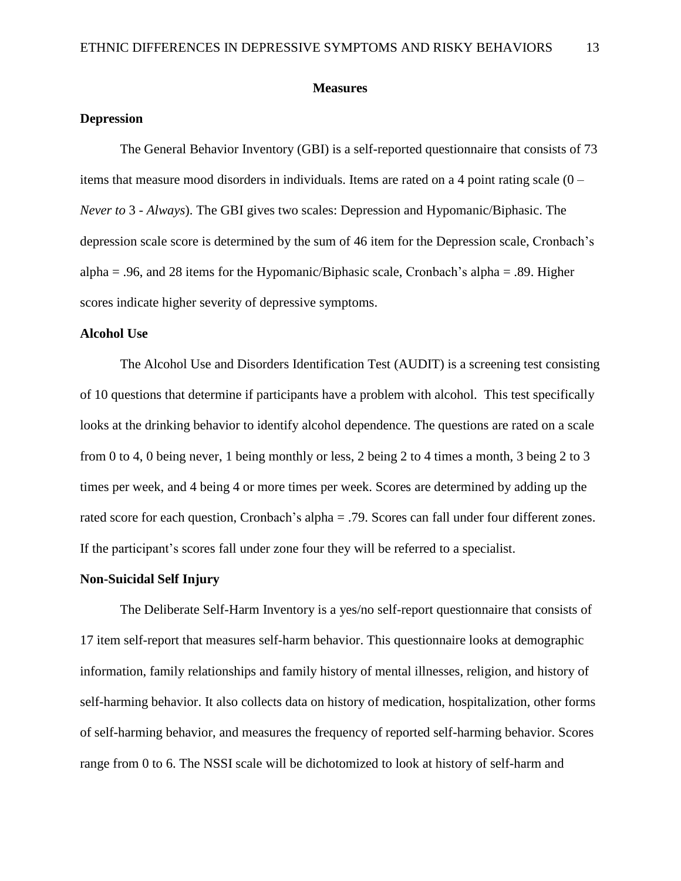# Measures

## Depression

The General Behavior Inventory (GBI) is a self-reported questionnaire that consists of 73 items that measure mood disorders in individuals. Items are rated on a 4 point rating scale (0 – *Never to* 3 - *Always*). The GBI gives two scales: Depression and Hypomanic/Biphasic. The depression scale score is determined by the sum of 46 item for the Depression scale, Cronbach's alpha = .96, and 28 items for the Hypomanic/Biphasic scale, Cronbach's alpha = .89. Higher scores indicate higher severity of depressive symptoms.

## Alcohol Use

The Alcohol Use and Disorders Identification Test (AUDIT) is a screening test consisting of 10 questions that determine if participants have a problem with alcohol. This test specifically looks at the drinking behavior to identify alcohol dependence. The questions are rated on a scale from 0 to 4, 0 being never, 1 being monthly or less, 2 being 2 to 4 times a month, 3 being 2 to 3 times per week, and 4 being 4 or more times per week. Scores are determined by adding up the rated score for each question, Cronbach's alpha = .79. Scores can fall under four different zones. If the participant's scores fall under zone four they will be referred to a specialist.

## Non-Suicidal Self Injury

The Deliberate Self-Harm Inventory is a yes/no self-report questionnaire that consists of 17 item self-report that measures self-harm behavior. This questionnaire looks at demographic information, family relationships and family history of mental illnesses, religion, and history of self-harming behavior. It also collects data on history of medication, hospitalization, other forms of self-harming behavior, and measures the frequency of reported self-harming behavior. Scores range from 0 to 6. The NSSI scale will be dichotomized to look at history of self-harm and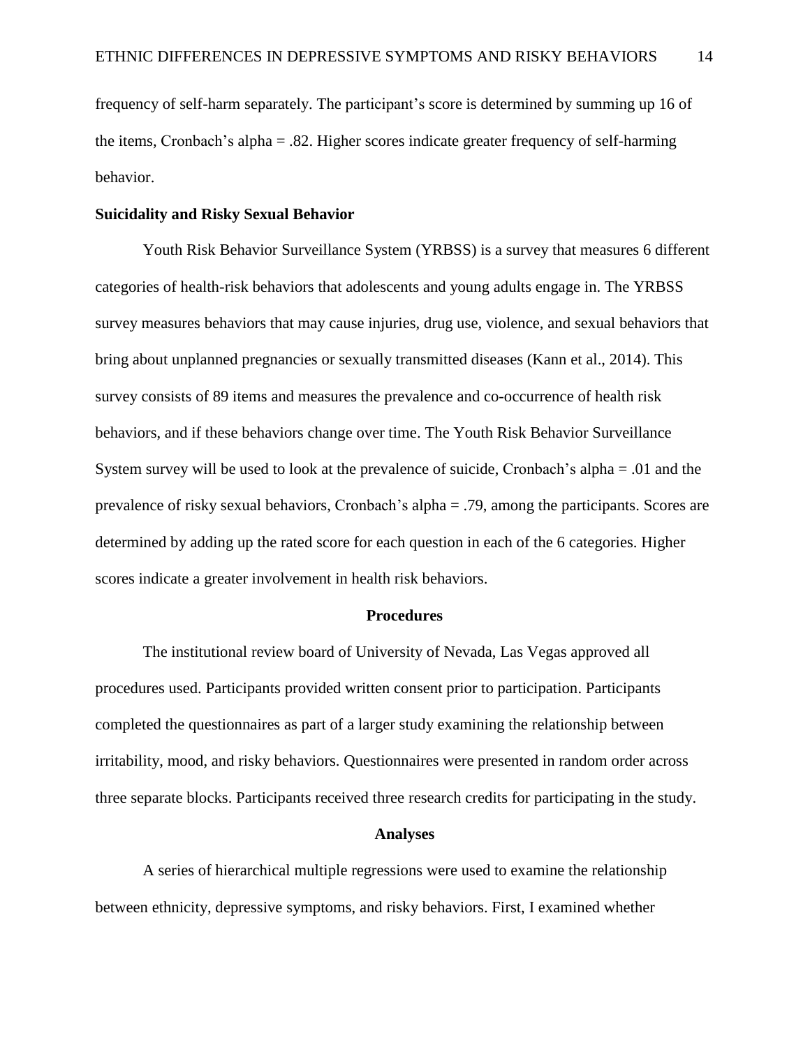frequency of self-harm separately. The participant's score is determined by summing up 16 of the items, Cronbach's alpha = .82. Higher scores indicate greater frequency of self-harming behavior.

**Suicidality and Risky Sexual Behavior**

Youth Risk Behavior Surveillance System (YRBSS) is a survey that measures 6 different categories of health-risk behaviors that adolescents and young adults engage in. The YRBSS survey measures behaviors that may cause injuries, drug use, violence, and sexual behaviors that bring about unplanned pregnancies or sexually transmitted diseases (Kann et al., 2014). This survey consists of 89 items and measures the prevalence and co-occurrence of health risk behaviors, and if these behaviors change over time. The Youth Risk Behavior Surveillance System survey will be used to look at the prevalence of suicide, Cronbach's alpha = .01 and the prevalence of risky sexual behaviors, Cronbach's alpha = .79, among the participants. Scores are determined by adding up the rated score for each question in each of the 6 categories. Higher scores indicate a greater involvement in health risk behaviors.

## Procedures

The institutional review board of University of Nevada, Las Vegas approved all procedures used. Participants provided written consent prior to participation. Participants completed the questionnaires as part of a larger study examining the relationship between irritability, mood, and risky behaviors. Questionnaires were presented in random order across three separate blocks. Participants received three research credits for participating in the study.

## Analyses

A series of hierarchical multiple regressions were used to examine the relationship between ethnicity, depressive symptoms, and risky behaviors. First, I examined whether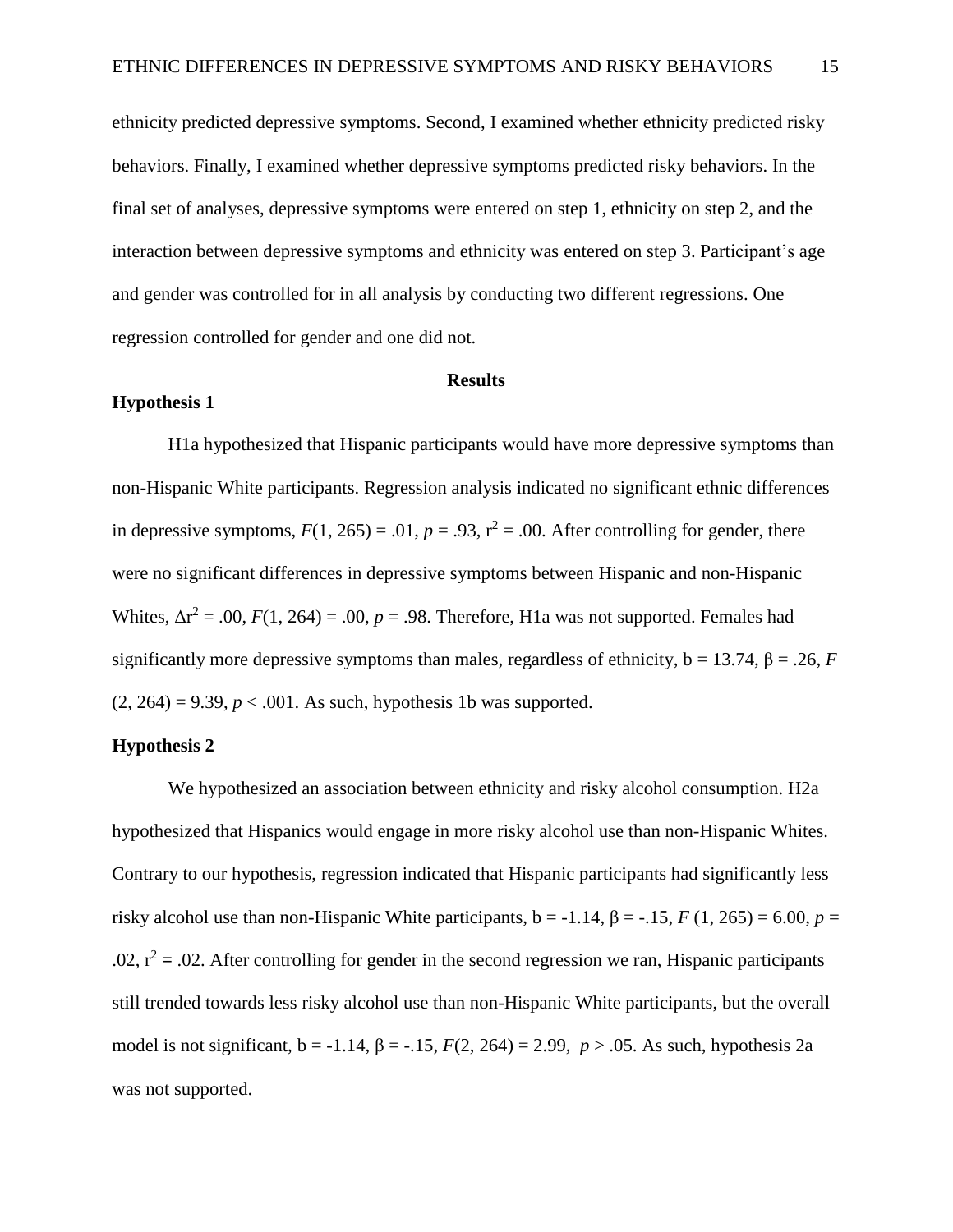ethnicity predicted depressive symptoms. Second, I examined whether ethnicity predicted risky behaviors. Finally, I examined whether depressive symptoms predicted risky behaviors. In the final set of analyses, depressive symptoms were entered on step 1, ethnicity on step 2, and the interaction between depressive symptoms and ethnicity was entered on step 3. Participant's age and gender was controlled for in all analysis by conducting two different regressions. One regression controlled for gender and one did not.

## Results

### Hypothesis 1

H1a hypothesized that Hispanic participants would have more depressive symptoms than non-Hispanic White participants. Regression analysis indicated no significant ethnic differences in depressive symptoms, $F(1, 265) = .01$, $p = .93$, $r^2 = .00$. After controlling for gender, there were no significant differences in depressive symptoms between Hispanic and non-Hispanic Whites, $\Delta r^2 = .00$, $F(1, 264) = .00$, $p = .98$. Therefore, H1a was not supported. Females had significantly more depressive symptoms than males, regardless of ethnicity, $b = 13.74$, $\beta = .26$, $F(2, 264) = 9.39$, $p < .001$. As such, hypothesis 1b was supported.

### Hypothesis 2

We hypothesized an association between ethnicity and risky alcohol consumption. H2a hypothesized that Hispanics would engage in more risky alcohol use than non-Hispanic Whites. Contrary to our hypothesis, regression indicated that Hispanic participants had significantly less risky alcohol use than non-Hispanic White participants, $b = -1.14$, $\beta = -.15$, $F(1, 265) = 6.00$, $p = .02$, $r^2 = .02$. After controlling for gender in the second regression we ran, Hispanic participants still trended towards less risky alcohol use than non-Hispanic White participants, but the overall model is not significant, $b = -1.14$, $\beta = -.15$, $F(2, 264) = 2.99$, $p > .05$. As such, hypothesis 2a was not supported.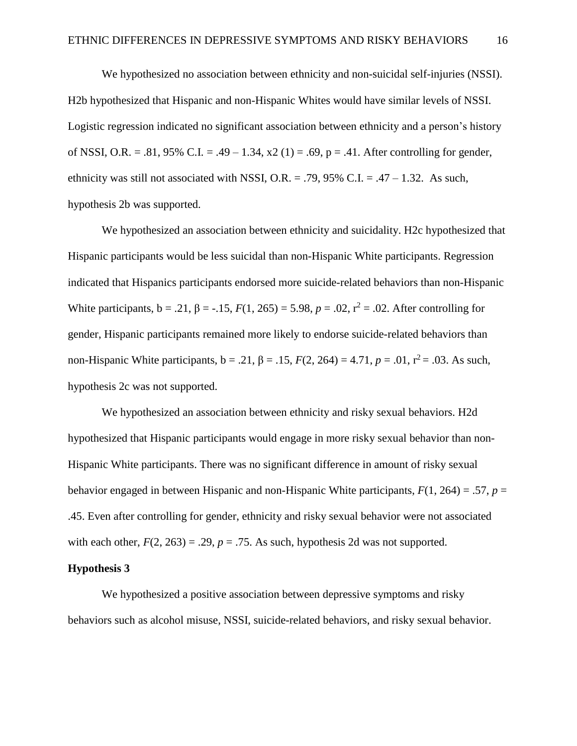We hypothesized no association between ethnicity and non-suicidal self-injuries (NSSI). H2b hypothesized that Hispanic and non-Hispanic Whites would have similar levels of NSSI. Logistic regression indicated no significant association between ethnicity and a person's history of NSSI, O.R. = .81, 95% C.I. = .49 – 1.34, x2 (1) = .69, p = .41. After controlling for gender, ethnicity was still not associated with NSSI, O.R. = .79, 95% C.I. = .47 – 1.32. As such, hypothesis 2b was supported.

We hypothesized an association between ethnicity and suicidality. H2c hypothesized that Hispanic participants would be less suicidal than non-Hispanic White participants. Regression indicated that Hispanics participants endorsed more suicide-related behaviors than non-Hispanic White participants, b = .21, β = -.15, $F(1, 265) = 5.98$, $p = .02$, $r^2 = .02$. After controlling for gender, Hispanic participants remained more likely to endorse suicide-related behaviors than non-Hispanic White participants, b = .21, β = .15, $F(2, 264) = 4.71$, $p = .01$, $r^2 = .03$. As such, hypothesis 2c was not supported.

We hypothesized an association between ethnicity and risky sexual behaviors. H2d hypothesized that Hispanic participants would engage in more risky sexual behavior than non-Hispanic White participants. There was no significant difference in amount of risky sexual behavior engaged in between Hispanic and non-Hispanic White participants, $F(1, 264) = .57$, $p = .45$. Even after controlling for gender, ethnicity and risky sexual behavior were not associated with each other, $F(2, 263) = .29$, $p = .75$. As such, hypothesis 2d was not supported.

**Hypothesis 3**

We hypothesized a positive association between depressive symptoms and risky behaviors such as alcohol misuse, NSSI, suicide-related behaviors, and risky sexual behavior.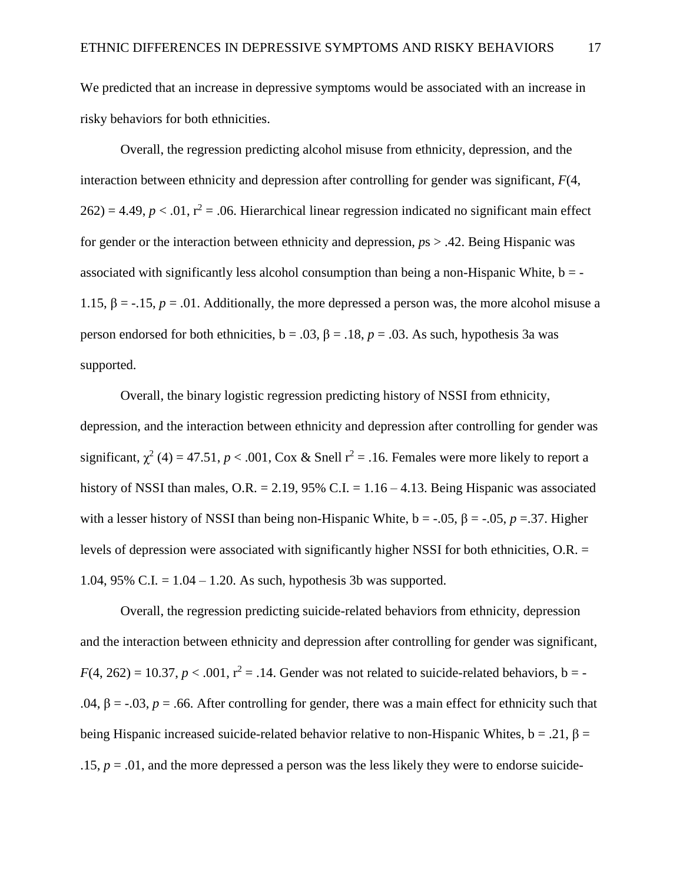We predicted that an increase in depressive symptoms would be associated with an increase in risky behaviors for both ethnicities.

Overall, the regression predicting alcohol misuse from ethnicity, depression, and the interaction between ethnicity and depression after controlling for gender was significant, $F(4, 262) = 4.49$, $p < .01$, $r^2 = .06$. Hierarchical linear regression indicated no significant main effect for gender or the interaction between ethnicity and depression, *p*s > .42. Being Hispanic was associated with significantly less alcohol consumption than being a non-Hispanic White, b = -1.15, $\beta = -.15$, $p = .01$. Additionally, the more depressed a person was, the more alcohol misuse a person endorsed for both ethnicities, b = .03, $\beta = .18$, $p = .03$. As such, hypothesis 3a was supported.

Overall, the binary logistic regression predicting history of NSSI from ethnicity, depression, and the interaction between ethnicity and depression after controlling for gender was significant, $\chi^2$ (4) = 47.51, $p < .001$, Cox & Snell $r^2 = .16$. Females were more likely to report a history of NSSI than males, O.R. = 2.19, 95% C.I. = 1.16 – 4.13. Being Hispanic was associated with a lesser history of NSSI than being non-Hispanic White, b = -.05, $\beta = -.05$, $p = .37$. Higher levels of depression were associated with significantly higher NSSI for both ethnicities, O.R. = 1.04, 95% C.I. = 1.04 – 1.20. As such, hypothesis 3b was supported.

Overall, the regression predicting suicide-related behaviors from ethnicity, depression and the interaction between ethnicity and depression after controlling for gender was significant, $F(4, 262) = 10.37$, $p < .001$, $r^2 = .14$. Gender was not related to suicide-related behaviors, b = -.04, $\beta = -.03$, $p = .66$. After controlling for gender, there was a main effect for ethnicity such that being Hispanic increased suicide-related behavior relative to non-Hispanic Whites, b = .21, $\beta = .15$, $p = .01$, and the more depressed a person was the less likely they were to endorse suicide-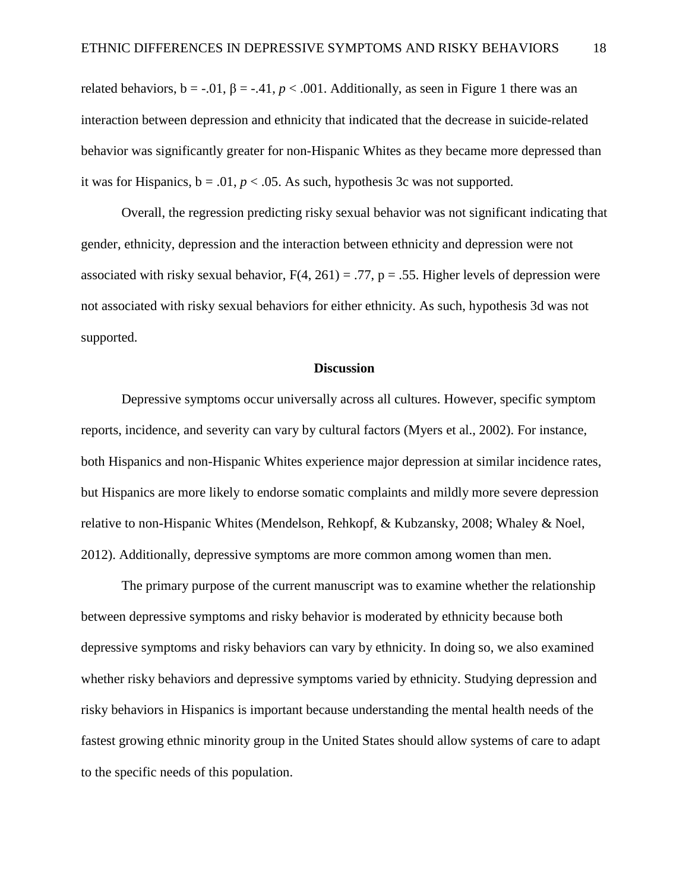related behaviors, $b = -.01$, $\beta = -.41$, $p < .001$. Additionally, as seen in Figure 1 there was an interaction between depression and ethnicity that indicated that the decrease in suicide-related behavior was significantly greater for non-Hispanic Whites as they became more depressed than it was for Hispanics, $b = .01$, $p < .05$. As such, hypothesis 3c was not supported.

Overall, the regression predicting risky sexual behavior was not significant indicating that gender, ethnicity, depression and the interaction between ethnicity and depression were not associated with risky sexual behavior, $F(4, 261) = .77$, $p = .55$. Higher levels of depression were not associated with risky sexual behaviors for either ethnicity. As such, hypothesis 3d was not supported.

## Discussion

Depressive symptoms occur universally across all cultures. However, specific symptom reports, incidence, and severity can vary by cultural factors (Myers et al., 2002). For instance, both Hispanics and non-Hispanic Whites experience major depression at similar incidence rates, but Hispanics are more likely to endorse somatic complaints and mildly more severe depression relative to non-Hispanic Whites (Mendelson, Rehkopf, & Kubzansky, 2008; Whaley & Noel, 2012). Additionally, depressive symptoms are more common among women than men.

The primary purpose of the current manuscript was to examine whether the relationship between depressive symptoms and risky behavior is moderated by ethnicity because both depressive symptoms and risky behaviors can vary by ethnicity. In doing so, we also examined whether risky behaviors and depressive symptoms varied by ethnicity. Studying depression and risky behaviors in Hispanics is important because understanding the mental health needs of the fastest growing ethnic minority group in the United States should allow systems of care to adapt to the specific needs of this population.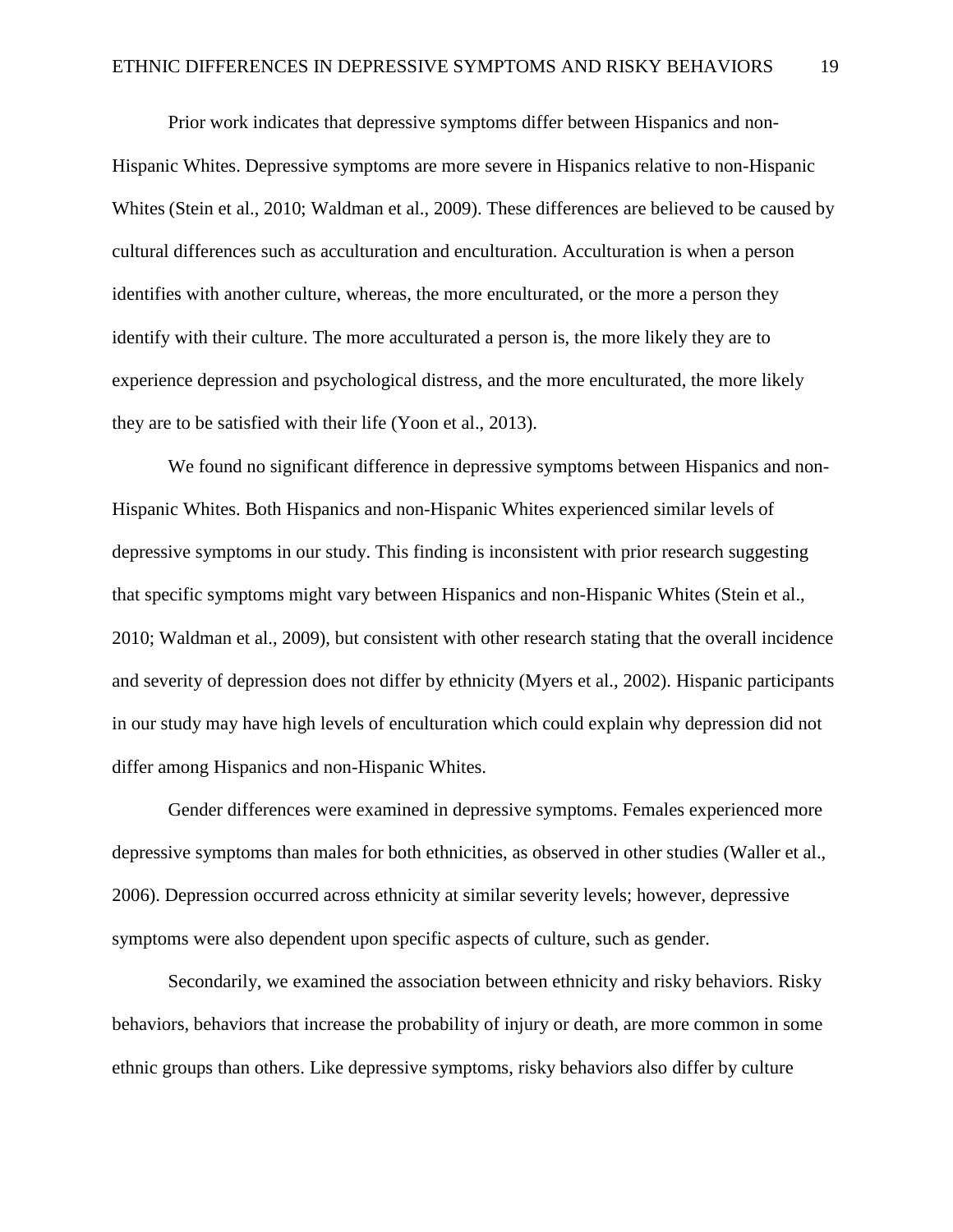Prior work indicates that depressive symptoms differ between Hispanics and non-Hispanic Whites. Depressive symptoms are more severe in Hispanics relative to non-Hispanic Whites (Stein et al., 2010; Waldman et al., 2009). These differences are believed to be caused by cultural differences such as acculturation and enculturation. Acculturation is when a person identifies with another culture, whereas, the more enculturated, or the more a person they identify with their culture. The more acculturated a person is, the more likely they are to experience depression and psychological distress, and the more enculturated, the more likely they are to be satisfied with their life (Yoon et al., 2013).

We found no significant difference in depressive symptoms between Hispanics and non-Hispanic Whites. Both Hispanics and non-Hispanic Whites experienced similar levels of depressive symptoms in our study. This finding is inconsistent with prior research suggesting that specific symptoms might vary between Hispanics and non-Hispanic Whites (Stein et al., 2010; Waldman et al., 2009), but consistent with other research stating that the overall incidence and severity of depression does not differ by ethnicity (Myers et al., 2002). Hispanic participants in our study may have high levels of enculturation which could explain why depression did not differ among Hispanics and non-Hispanic Whites.

Gender differences were examined in depressive symptoms. Females experienced more depressive symptoms than males for both ethnicities, as observed in other studies (Waller et al., 2006). Depression occurred across ethnicity at similar severity levels; however, depressive symptoms were also dependent upon specific aspects of culture, such as gender.

Secondarily, we examined the association between ethnicity and risky behaviors. Risky behaviors, behaviors that increase the probability of injury or death, are more common in some ethnic groups than others. Like depressive symptoms, risky behaviors also differ by culture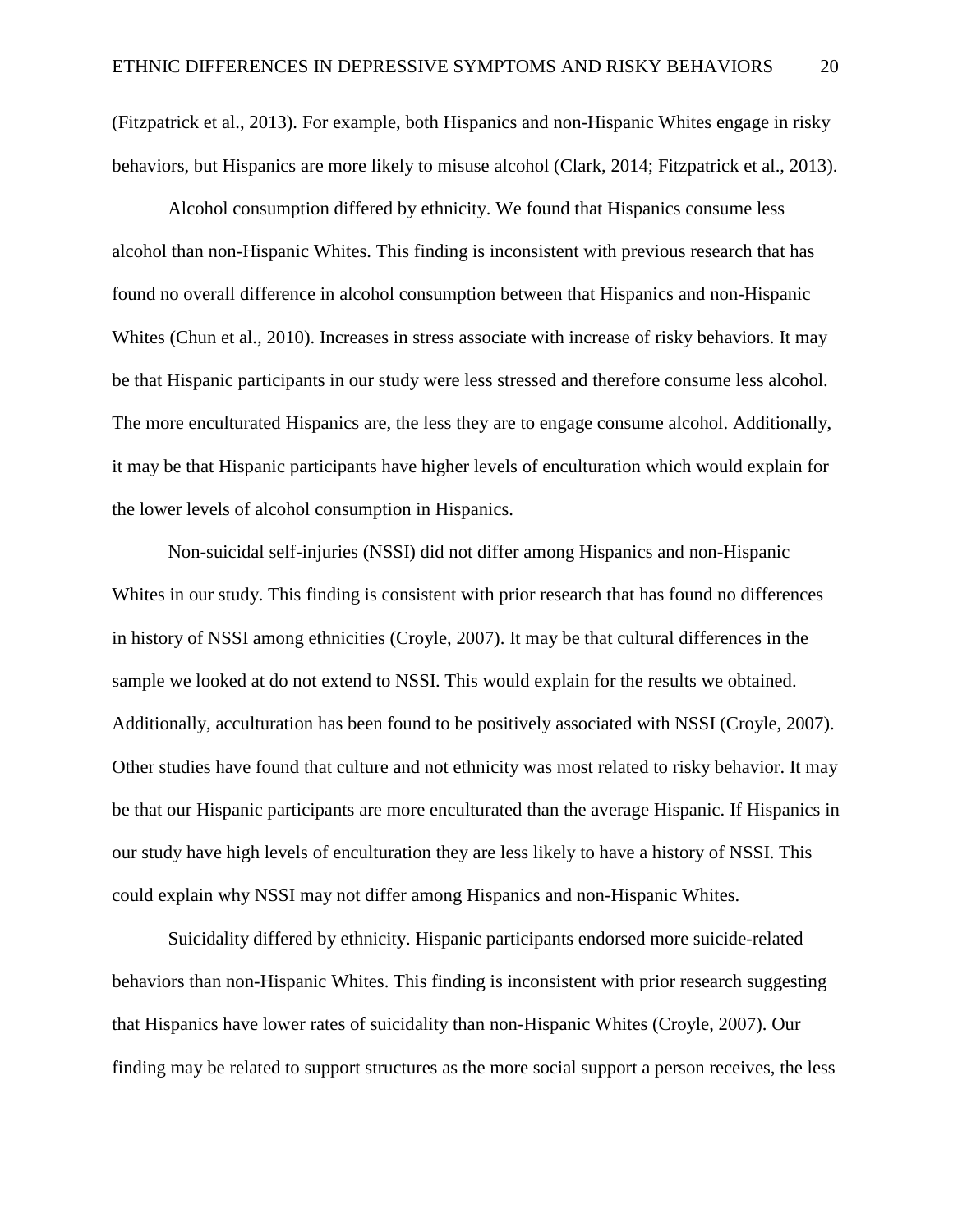(Fitzpatrick et al., 2013). For example, both Hispanics and non-Hispanic Whites engage in risky behaviors, but Hispanics are more likely to misuse alcohol (Clark, 2014; Fitzpatrick et al., 2013).

Alcohol consumption differed by ethnicity. We found that Hispanics consume less alcohol than non-Hispanic Whites. This finding is inconsistent with previous research that has found no overall difference in alcohol consumption between that Hispanics and non-Hispanic Whites (Chun et al., 2010). Increases in stress associate with increase of risky behaviors. It may be that Hispanic participants in our study were less stressed and therefore consume less alcohol. The more enculturated Hispanics are, the less they are to engage consume alcohol. Additionally, it may be that Hispanic participants have higher levels of enculturation which would explain for the lower levels of alcohol consumption in Hispanics.

Non-suicidal self-injuries (NSSI) did not differ among Hispanics and non-Hispanic Whites in our study. This finding is consistent with prior research that has found no differences in history of NSSI among ethnicities (Croyle, 2007). It may be that cultural differences in the sample we looked at do not extend to NSSI. This would explain for the results we obtained. Additionally, acculturation has been found to be positively associated with NSSI (Croyle, 2007). Other studies have found that culture and not ethnicity was most related to risky behavior. It may be that our Hispanic participants are more enculturated than the average Hispanic. If Hispanics in our study have high levels of enculturation they are less likely to have a history of NSSI. This could explain why NSSI may not differ among Hispanics and non-Hispanic Whites.

Suicidality differed by ethnicity. Hispanic participants endorsed more suicide-related behaviors than non-Hispanic Whites. This finding is inconsistent with prior research suggesting that Hispanics have lower rates of suicidality than non-Hispanic Whites (Croyle, 2007). Our finding may be related to support structures as the more social support a person receives, the less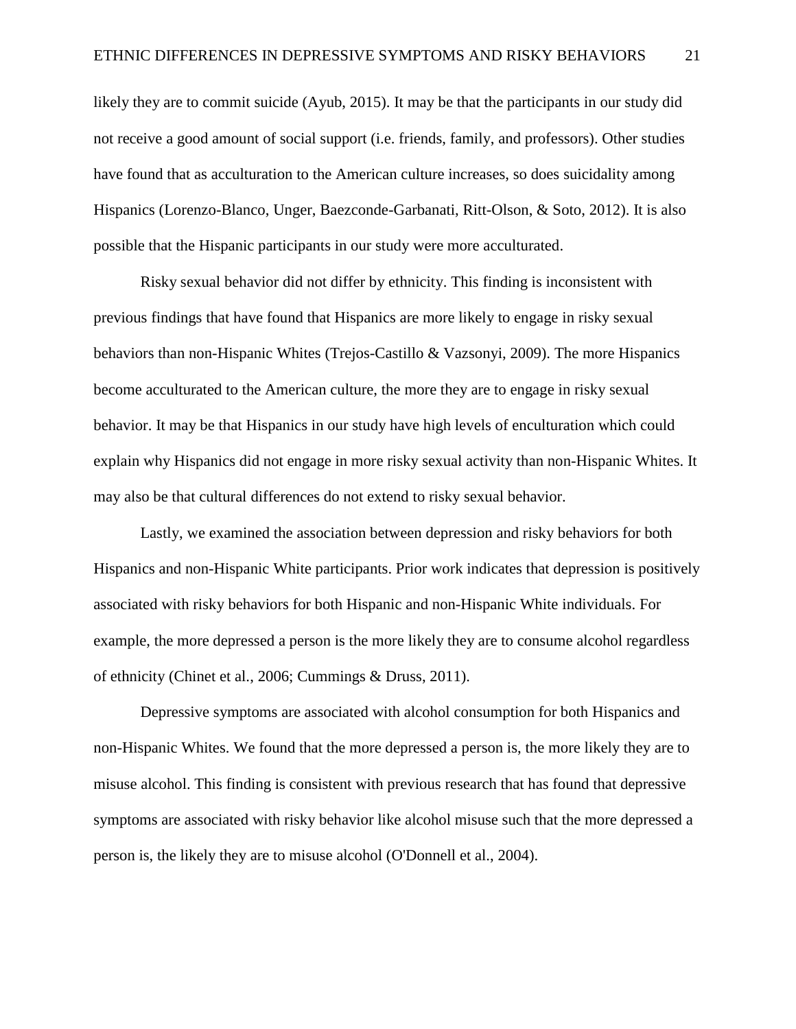likely they are to commit suicide (Ayub, 2015). It may be that the participants in our study did not receive a good amount of social support (i.e. friends, family, and professors). Other studies have found that as acculturation to the American culture increases, so does suicidality among Hispanics (Lorenzo-Blanco, Unger, Baezconde-Garbanati, Ritt-Olson, & Soto, 2012). It is also possible that the Hispanic participants in our study were more acculturated.

Risky sexual behavior did not differ by ethnicity. This finding is inconsistent with previous findings that have found that Hispanics are more likely to engage in risky sexual behaviors than non-Hispanic Whites (Trejos-Castillo & Vazsonyi, 2009). The more Hispanics become acculturated to the American culture, the more they are to engage in risky sexual behavior. It may be that Hispanics in our study have high levels of enculturation which could explain why Hispanics did not engage in more risky sexual activity than non-Hispanic Whites. It may also be that cultural differences do not extend to risky sexual behavior.

Lastly, we examined the association between depression and risky behaviors for both Hispanics and non-Hispanic White participants. Prior work indicates that depression is positively associated with risky behaviors for both Hispanic and non-Hispanic White individuals. For example, the more depressed a person is the more likely they are to consume alcohol regardless of ethnicity (Chinet et al., 2006; Cummings & Druss, 2011).

Depressive symptoms are associated with alcohol consumption for both Hispanics and non-Hispanic Whites. We found that the more depressed a person is, the more likely they are to misuse alcohol. This finding is consistent with previous research that has found that depressive symptoms are associated with risky behavior like alcohol misuse such that the more depressed a person is, the likely they are to misuse alcohol (O'Donnell et al., 2004).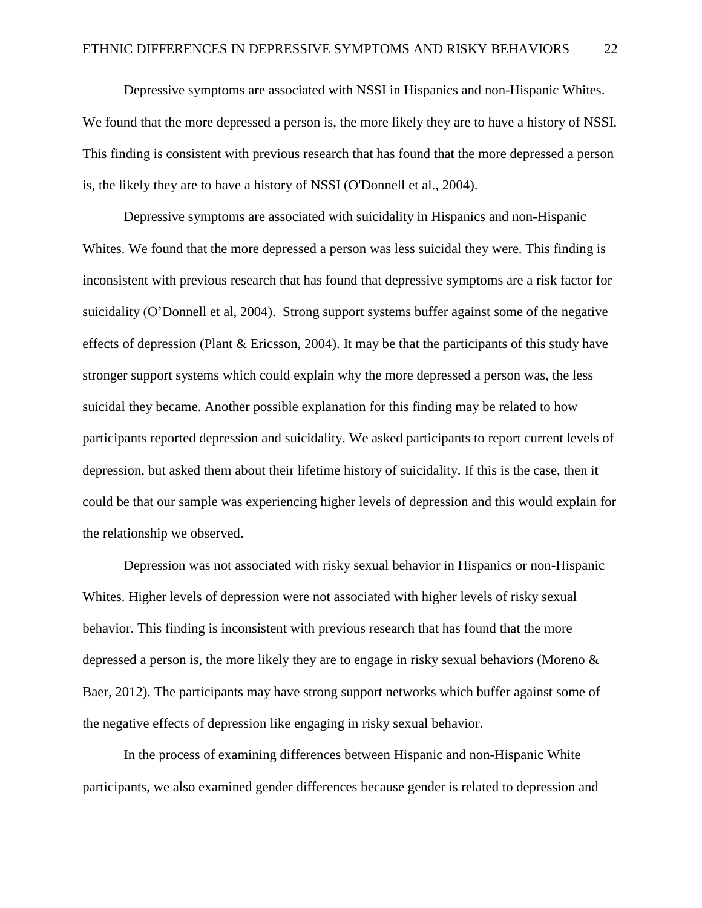Depressive symptoms are associated with NSSI in Hispanics and non-Hispanic Whites. We found that the more depressed a person is, the more likely they are to have a history of NSSI. This finding is consistent with previous research that has found that the more depressed a person is, the likely they are to have a history of NSSI (O'Donnell et al., 2004).

Depressive symptoms are associated with suicidality in Hispanics and non-Hispanic Whites. We found that the more depressed a person was less suicidal they were. This finding is inconsistent with previous research that has found that depressive symptoms are a risk factor for suicidality (O'Donnell et al, 2004). Strong support systems buffer against some of the negative effects of depression (Plant & Ericsson, 2004). It may be that the participants of this study have stronger support systems which could explain why the more depressed a person was, the less suicidal they became. Another possible explanation for this finding may be related to how participants reported depression and suicidality. We asked participants to report current levels of depression, but asked them about their lifetime history of suicidality. If this is the case, then it could be that our sample was experiencing higher levels of depression and this would explain for the relationship we observed.

Depression was not associated with risky sexual behavior in Hispanics or non-Hispanic Whites. Higher levels of depression were not associated with higher levels of risky sexual behavior. This finding is inconsistent with previous research that has found that the more depressed a person is, the more likely they are to engage in risky sexual behaviors (Moreno & Baer, 2012). The participants may have strong support networks which buffer against some of the negative effects of depression like engaging in risky sexual behavior.

In the process of examining differences between Hispanic and non-Hispanic White participants, we also examined gender differences because gender is related to depression and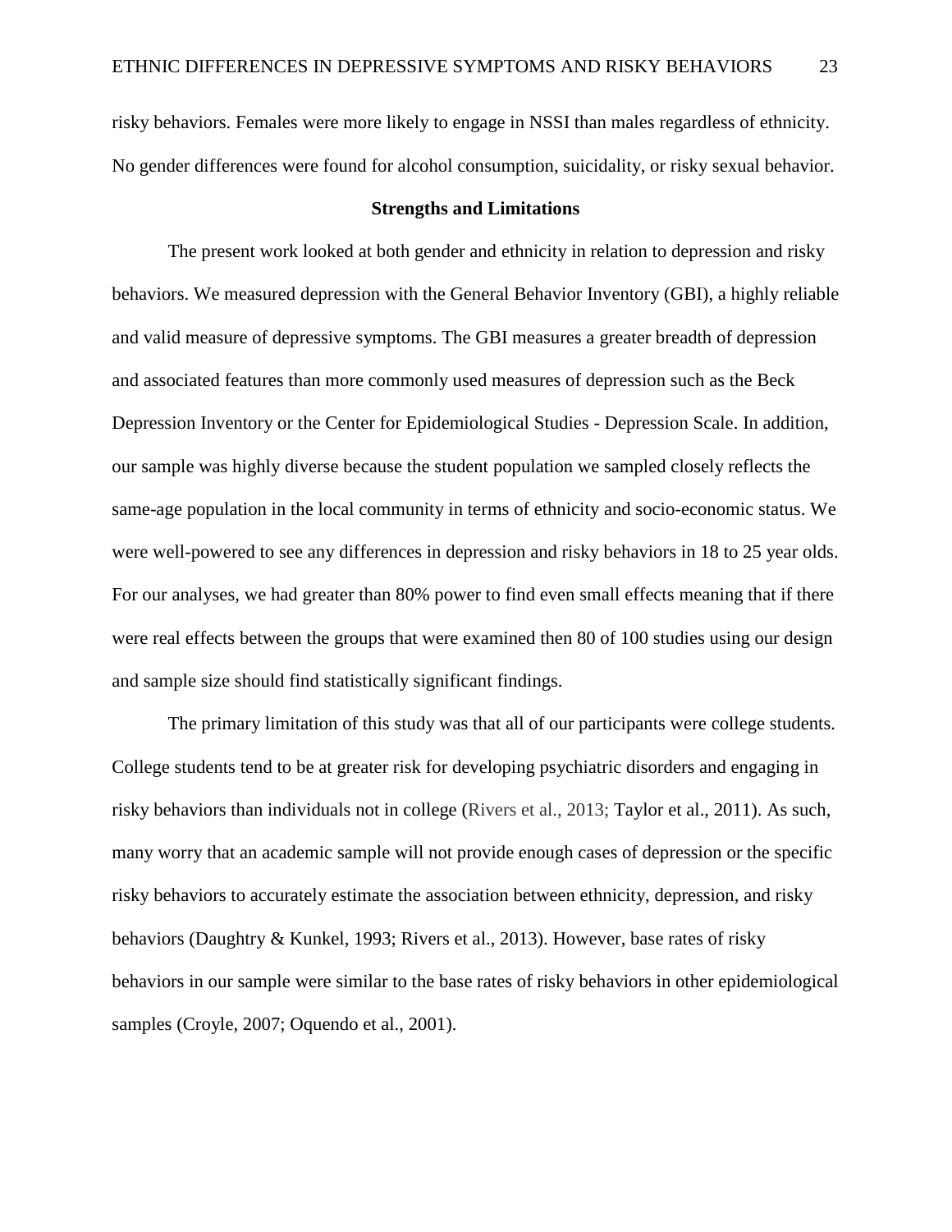risky behaviors. Females were more likely to engage in NSSI than males regardless of ethnicity. No gender differences were found for alcohol consumption, suicidality, or risky sexual behavior.

## Strengths and Limitations

The present work looked at both gender and ethnicity in relation to depression and risky behaviors. We measured depression with the General Behavior Inventory (GBI), a highly reliable and valid measure of depressive symptoms. The GBI measures a greater breadth of depression and associated features than more commonly used measures of depression such as the Beck Depression Inventory or the Center for Epidemiological Studies - Depression Scale. In addition, our sample was highly diverse because the student population we sampled closely reflects the same-age population in the local community in terms of ethnicity and socio-economic status. We were well-powered to see any differences in depression and risky behaviors in 18 to 25 year olds. For our analyses, we had greater than 80% power to find even small effects meaning that if there were real effects between the groups that were examined then 80 of 100 studies using our design and sample size should find statistically significant findings.

The primary limitation of this study was that all of our participants were college students. College students tend to be at greater risk for developing psychiatric disorders and engaging in risky behaviors than individuals not in college (Rivers et al., 2013; Taylor et al., 2011). As such, many worry that an academic sample will not provide enough cases of depression or the specific risky behaviors to accurately estimate the association between ethnicity, depression, and risky behaviors (Daughtry & Kunkel, 1993; Rivers et al., 2013). However, base rates of risky behaviors in our sample were similar to the base rates of risky behaviors in other epidemiological samples (Croyle, 2007; Oquendo et al., 2001).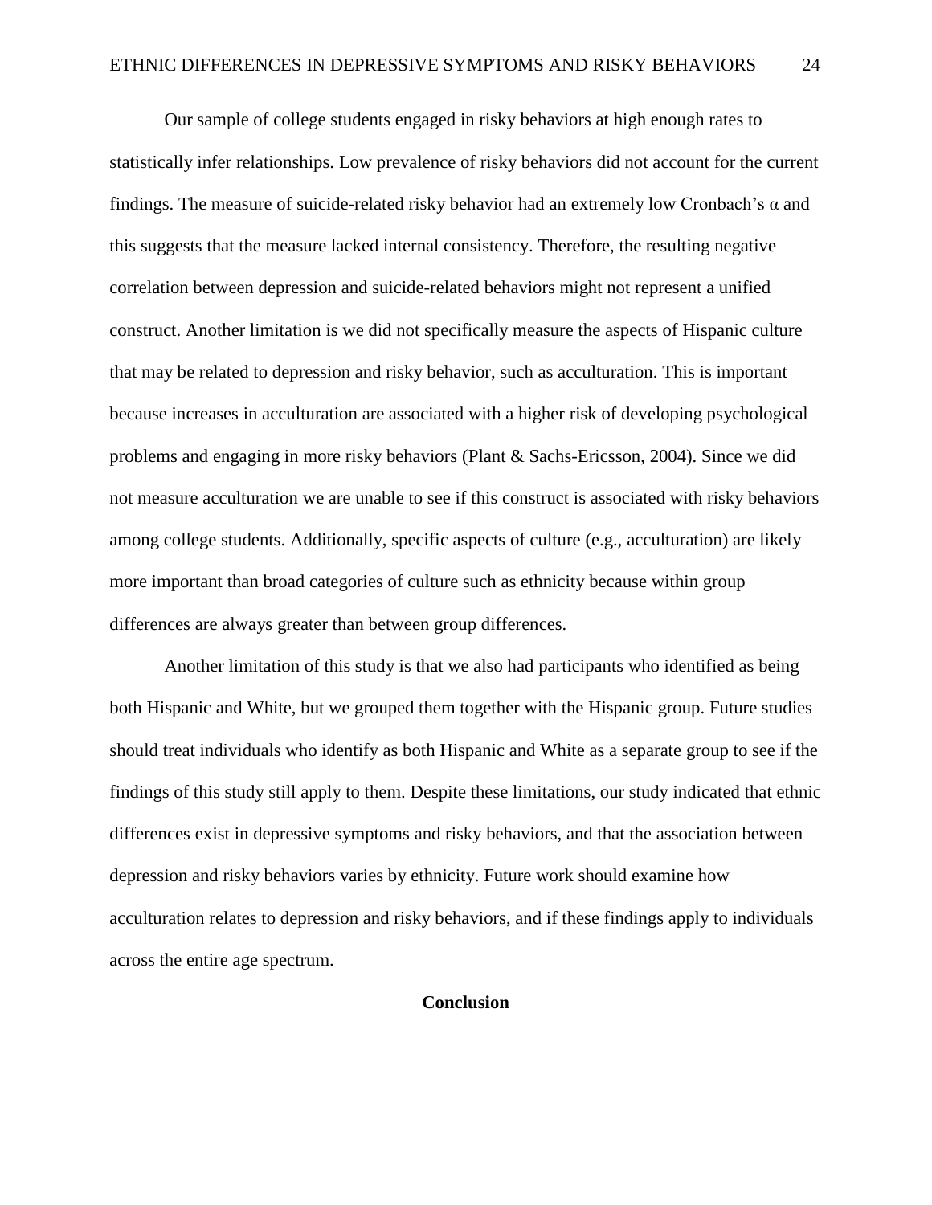Our sample of college students engaged in risky behaviors at high enough rates to statistically infer relationships. Low prevalence of risky behaviors did not account for the current findings. The measure of suicide-related risky behavior had an extremely low Cronbach's $\alpha$ and this suggests that the measure lacked internal consistency. Therefore, the resulting negative correlation between depression and suicide-related behaviors might not represent a unified construct. Another limitation is we did not specifically measure the aspects of Hispanic culture that may be related to depression and risky behavior, such as acculturation. This is important because increases in acculturation are associated with a higher risk of developing psychological problems and engaging in more risky behaviors (Plant & Sachs-Ericsson, 2004). Since we did not measure acculturation we are unable to see if this construct is associated with risky behaviors among college students. Additionally, specific aspects of culture (e.g., acculturation) are likely more important than broad categories of culture such as ethnicity because within group differences are always greater than between group differences.

Another limitation of this study is that we also had participants who identified as being both Hispanic and White, but we grouped them together with the Hispanic group. Future studies should treat individuals who identify as both Hispanic and White as a separate group to see if the findings of this study still apply to them. Despite these limitations, our study indicated that ethnic differences exist in depressive symptoms and risky behaviors, and that the association between depression and risky behaviors varies by ethnicity. Future work should examine how acculturation relates to depression and risky behaviors, and if these findings apply to individuals across the entire age spectrum.

## Conclusion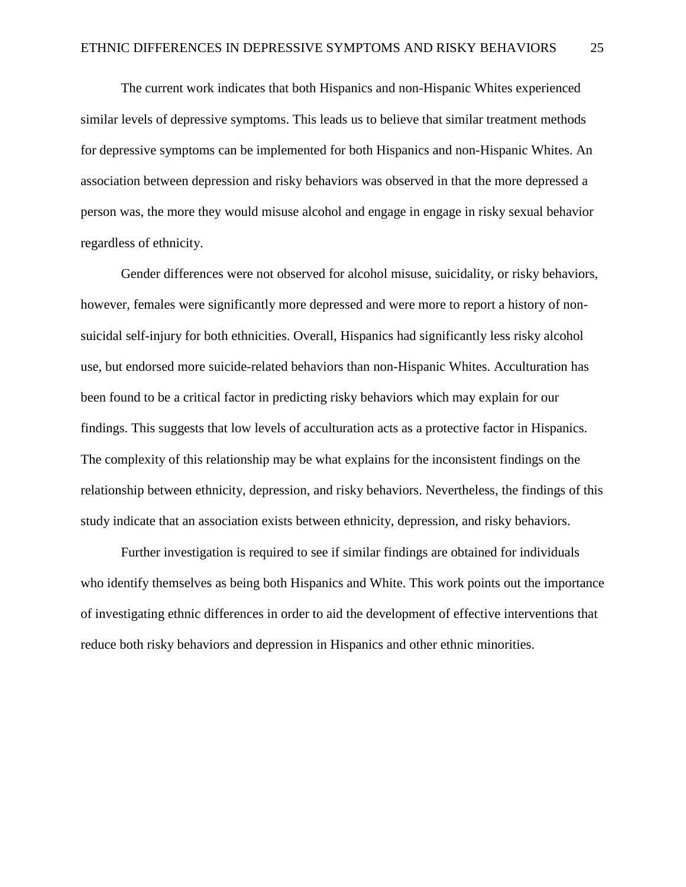The current work indicates that both Hispanics and non-Hispanic Whites experienced similar levels of depressive symptoms. This leads us to believe that similar treatment methods for depressive symptoms can be implemented for both Hispanics and non-Hispanic Whites. An association between depression and risky behaviors was observed in that the more depressed a person was, the more they would misuse alcohol and engage in engage in risky sexual behavior regardless of ethnicity.

Gender differences were not observed for alcohol misuse, suicidality, or risky behaviors, however, females were significantly more depressed and were more to report a history of non-suicidal self-injury for both ethnicities. Overall, Hispanics had significantly less risky alcohol use, but endorsed more suicide-related behaviors than non-Hispanic Whites. Acculturation has been found to be a critical factor in predicting risky behaviors which may explain for our findings. This suggests that low levels of acculturation acts as a protective factor in Hispanics. The complexity of this relationship may be what explains for the inconsistent findings on the relationship between ethnicity, depression, and risky behaviors. Nevertheless, the findings of this study indicate that an association exists between ethnicity, depression, and risky behaviors.

Further investigation is required to see if similar findings are obtained for individuals who identify themselves as being both Hispanics and White. This work points out the importance of investigating ethnic differences in order to aid the development of effective interventions that reduce both risky behaviors and depression in Hispanics and other ethnic minorities.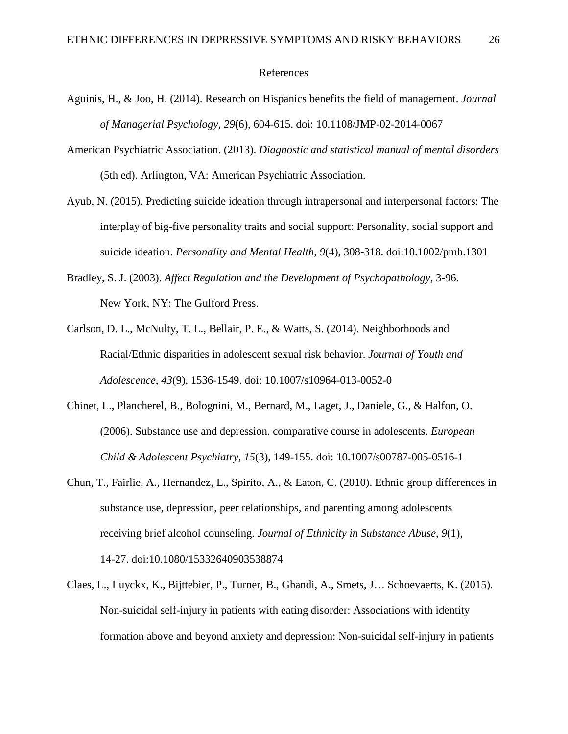# References

Aguinis, H., & Joo, H. (2014). Research on Hispanics benefits the field of management. *Journal of Managerial Psychology, 29*(6), 604-615. doi: 10.1108/JMP-02-2014-0067

American Psychiatric Association. (2013). *Diagnostic and statistical manual of mental disorders* (5th ed). Arlington, VA: American Psychiatric Association.

Ayub, N. (2015). Predicting suicide ideation through intrapersonal and interpersonal factors: The interplay of big-five personality traits and social support: Personality, social support and suicide ideation. *Personality and Mental Health, 9*(4), 308-318. doi:10.1002/pmh.1301

Bradley, S. J. (2003). *Affect Regulation and the Development of Psychopathology*, 3-96. New York, NY: The Gulford Press.

Carlson, D. L., McNulty, T. L., Bellair, P. E., & Watts, S. (2014). Neighborhoods and Racial/Ethnic disparities in adolescent sexual risk behavior. *Journal of Youth and Adolescence, 43*(9), 1536-1549. doi: 10.1007/s10964-013-0052-0

Chinet, L., Plancherel, B., Bolognini, M., Bernard, M., Laget, J., Daniele, G., & Halfon, O. (2006). Substance use and depression. comparative course in adolescents. *European Child & Adolescent Psychiatry, 15*(3), 149-155. doi: 10.1007/s00787-005-0516-1

Chun, T., Fairlie, A., Hernandez, L., Spirito, A., & Eaton, C. (2010). Ethnic group differences in substance use, depression, peer relationships, and parenting among adolescents receiving brief alcohol counseling. *Journal of Ethnicity in Substance Abuse, 9*(1), 14-27. doi:10.1080/15332640903538874

Claes, L., Luyckx, K., Bijttebier, P., Turner, B., Ghandi, A., Smets, J… Schoevaerts, K. (2015). Non-suicidal self-injury in patients with eating disorder: Associations with identity formation above and beyond anxiety and depression: Non-suicidal self-injury in patients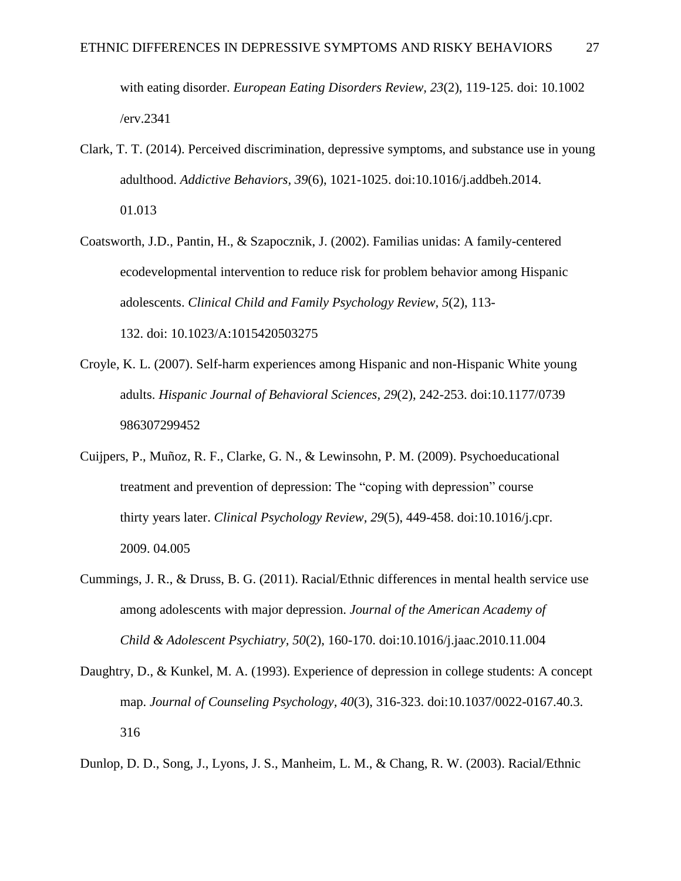with eating disorder. *European Eating Disorders Review, 23*(2), 119-125. doi: 10.1002 /erv.2341

Clark, T. T. (2014). Perceived discrimination, depressive symptoms, and substance use in young adulthood. *Addictive Behaviors, 39*(6), 1021-1025. doi:10.1016/j.addbeh.2014. 01.013

Coatsworth, J.D., Pantin, H., & Szapocznik, J. (2002). Familias unidas: A family-centered ecodevelopmental intervention to reduce risk for problem behavior among Hispanic adolescents. *Clinical Child and Family Psychology Review, 5*(2), 113-132. doi: 10.1023/A:1015420503275

Croyle, K. L. (2007). Self-harm experiences among Hispanic and non-Hispanic White young adults. *Hispanic Journal of Behavioral Sciences, 29*(2), 242-253. doi:10.1177/0739 986307299452

Cuijpers, P., Muñoz, R. F., Clarke, G. N., & Lewinsohn, P. M. (2009). Psychoeducational treatment and prevention of depression: The “coping with depression” course thirty years later. *Clinical Psychology Review, 29*(5), 449-458. doi:10.1016/j.cpr. 2009. 04.005

Cummings, J. R., & Druss, B. G. (2011). Racial/Ethnic differences in mental health service use among adolescents with major depression. *Journal of the American Academy of Child & Adolescent Psychiatry*, *50*(2), 160-170. doi:10.1016/j.jaac.2010.11.004

Daughtry, D., & Kunkel, M. A. (1993). Experience of depression in college students: A concept map. *Journal of Counseling Psychology, 40*(3), 316-323. doi:10.1037/0022-0167.40.3. 316

Dunlop, D. D., Song, J., Lyons, J. S., Manheim, L. M., & Chang, R. W. (2003). Racial/Ethnic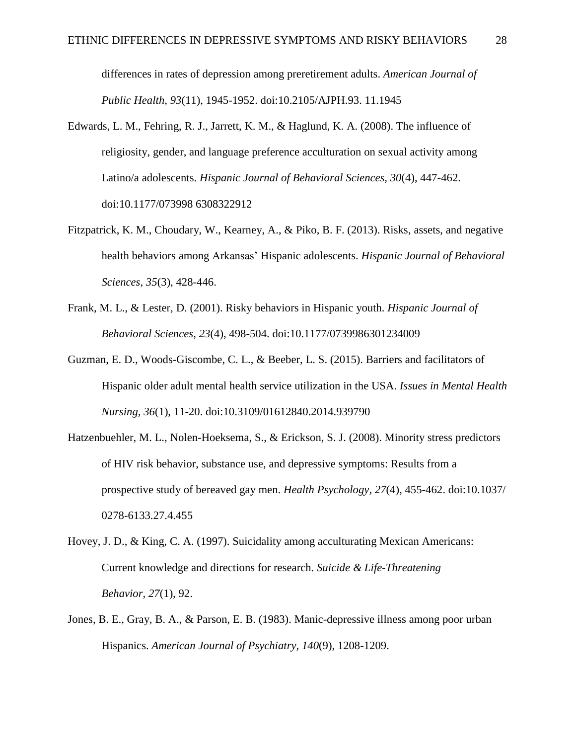differences in rates of depression among preretirement adults. *American Journal of Public Health, 93*(11), 1945-1952. doi:10.2105/AJPH.93. 11.1945

Edwards, L. M., Fehring, R. J., Jarrett, K. M., & Haglund, K. A. (2008). The influence of religiosity, gender, and language preference acculturation on sexual activity among Latino/a adolescents. *Hispanic Journal of Behavioral Sciences, 30*(4), 447-462. doi:10.1177/073998 6308322912

Fitzpatrick, K. M., Choudary, W., Kearney, A., & Piko, B. F. (2013). Risks, assets, and negative health behaviors among Arkansas' Hispanic adolescents. *Hispanic Journal of Behavioral Sciences, 35*(3), 428-446.

Frank, M. L., & Lester, D. (2001). Risky behaviors in Hispanic youth. *Hispanic Journal of Behavioral Sciences, 23*(4), 498-504. doi:10.1177/0739986301234009

Guzman, E. D., Woods-Giscombe, C. L., & Beeber, L. S. (2015). Barriers and facilitators of Hispanic older adult mental health service utilization in the USA. *Issues in Mental Health Nursing, 36*(1), 11-20. doi:10.3109/01612840.2014.939790

Hatzenbuehler, M. L., Nolen-Hoeksema, S., & Erickson, S. J. (2008). Minority stress predictors of HIV risk behavior, substance use, and depressive symptoms: Results from a prospective study of bereaved gay men. *Health Psychology, 27*(4), 455-462. doi:10.1037/ 0278-6133.27.4.455

Hovey, J. D., & King, C. A. (1997). Suicidality among acculturating Mexican Americans: Current knowledge and directions for research. *Suicide & Life-Threatening Behavior, 27*(1), 92.

Jones, B. E., Gray, B. A., & Parson, E. B. (1983). Manic-depressive illness among poor urban Hispanics. *American Journal of Psychiatry, 140*(9), 1208-1209.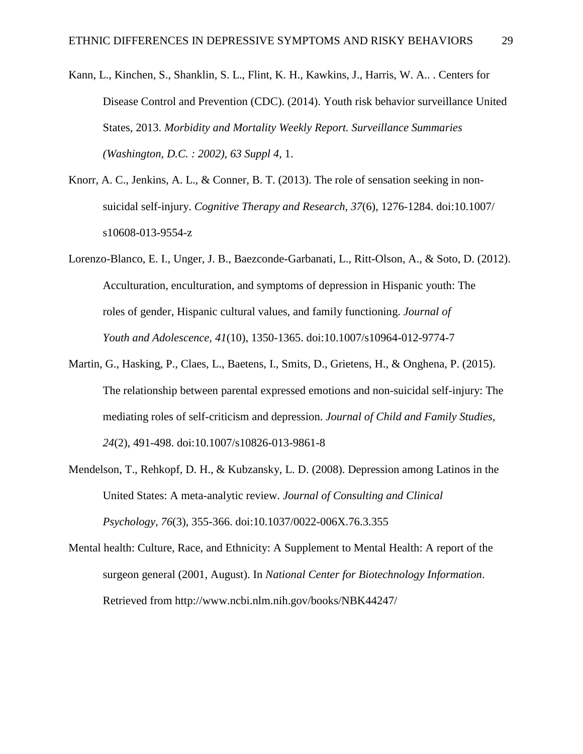Kann, L., Kinchen, S., Shanklin, S. L., Flint, K. H., Kawkins, J., Harris, W. A.. . Centers for Disease Control and Prevention (CDC). (2014). Youth risk behavior surveillance United States, 2013. *Morbidity and Mortality Weekly Report. Surveillance Summaries (Washington, D.C. : 2002), 63 Suppl 4*, 1.

Knorr, A. C., Jenkins, A. L., & Conner, B. T. (2013). The role of sensation seeking in non-suicidal self-injury. *Cognitive Therapy and Research*, *37*(6), 1276-1284. doi:10.1007/s10608-013-9554-z

Lorenzo-Blanco, E. I., Unger, J. B., Baezconde-Garbanati, L., Ritt-Olson, A., & Soto, D. (2012). Acculturation, enculturation, and symptoms of depression in Hispanic youth: The roles of gender, Hispanic cultural values, and family functioning. *Journal of Youth and Adolescence*, *41*(10), 1350-1365. doi:10.1007/s10964-012-9774-7

Martin, G., Hasking, P., Claes, L., Baetens, I., Smits, D., Grietens, H., & Onghena, P. (2015). The relationship between parental expressed emotions and non-suicidal self-injury: The mediating roles of self-criticism and depression. *Journal of Child and Family Studies, 24*(2), 491-498. doi:10.1007/s10826-013-9861-8

Mendelson, T., Rehkopf, D. H., & Kubzansky, L. D. (2008). Depression among Latinos in the United States: A meta-analytic review. *Journal of Consulting and Clinical Psychology, 76*(3), 355-366. doi:10.1037/0022-006X.76.3.355

Mental health: Culture, Race, and Ethnicity: A Supplement to Mental Health: A report of the surgeon general (2001, August). In *National Center for Biotechnology Information*. Retrieved from http://www.ncbi.nlm.nih.gov/books/NBK44247/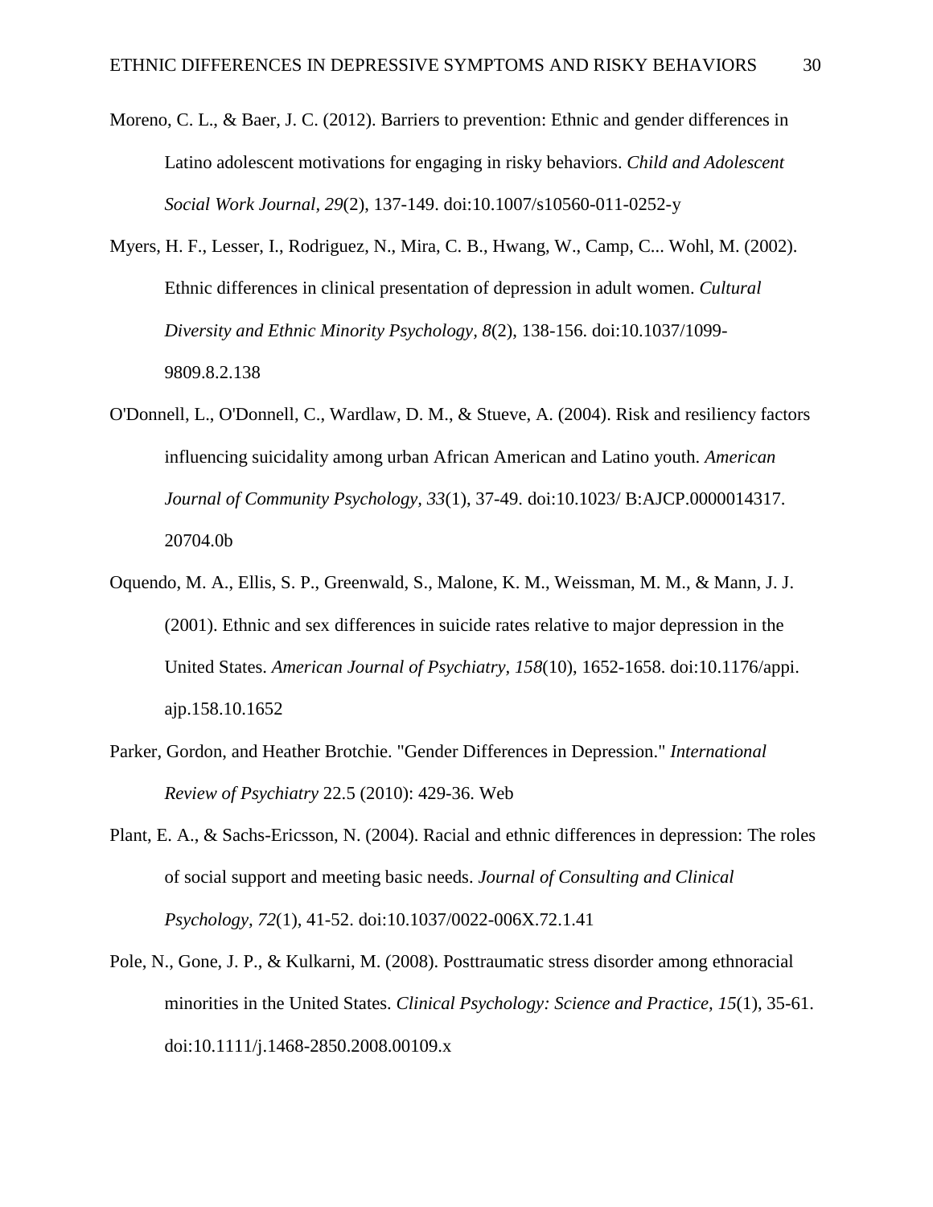Moreno, C. L., & Baer, J. C. (2012). Barriers to prevention: Ethnic and gender differences in Latino adolescent motivations for engaging in risky behaviors. *Child and Adolescent Social Work Journal, 29*(2), 137-149. doi:10.1007/s10560-011-0252-y

Myers, H. F., Lesser, I., Rodriguez, N., Mira, C. B., Hwang, W., Camp, C... Wohl, M. (2002). Ethnic differences in clinical presentation of depression in adult women. *Cultural Diversity and Ethnic Minority Psychology, 8*(2), 138-156. doi:10.1037/1099-9809.8.2.138

O'Donnell, L., O'Donnell, C., Wardlaw, D. M., & Stueve, A. (2004). Risk and resiliency factors influencing suicidality among urban African American and Latino youth. *American Journal of Community Psychology, 33*(1), 37-49. doi:10.1023/ B:AJCP.0000014317. 20704.0b

Oquendo, M. A., Ellis, S. P., Greenwald, S., Malone, K. M., Weissman, M. M., & Mann, J. J. (2001). Ethnic and sex differences in suicide rates relative to major depression in the United States. *American Journal of Psychiatry, 158*(10), 1652-1658. doi:10.1176/appi. ajp.158.10.1652

Parker, Gordon, and Heather Brotchie. "Gender Differences in Depression." *International Review of Psychiatry* 22.5 (2010): 429-36. Web

Plant, E. A., & Sachs-Ericsson, N. (2004). Racial and ethnic differences in depression: The roles of social support and meeting basic needs. *Journal of Consulting and Clinical Psychology, 72*(1), 41-52. doi:10.1037/0022-006X.72.1.41

Pole, N., Gone, J. P., & Kulkarni, M. (2008). Posttraumatic stress disorder among ethnoracial minorities in the United States. *Clinical Psychology: Science and Practice, 15*(1), 35-61. doi:10.1111/j.1468-2850.2008.00109.x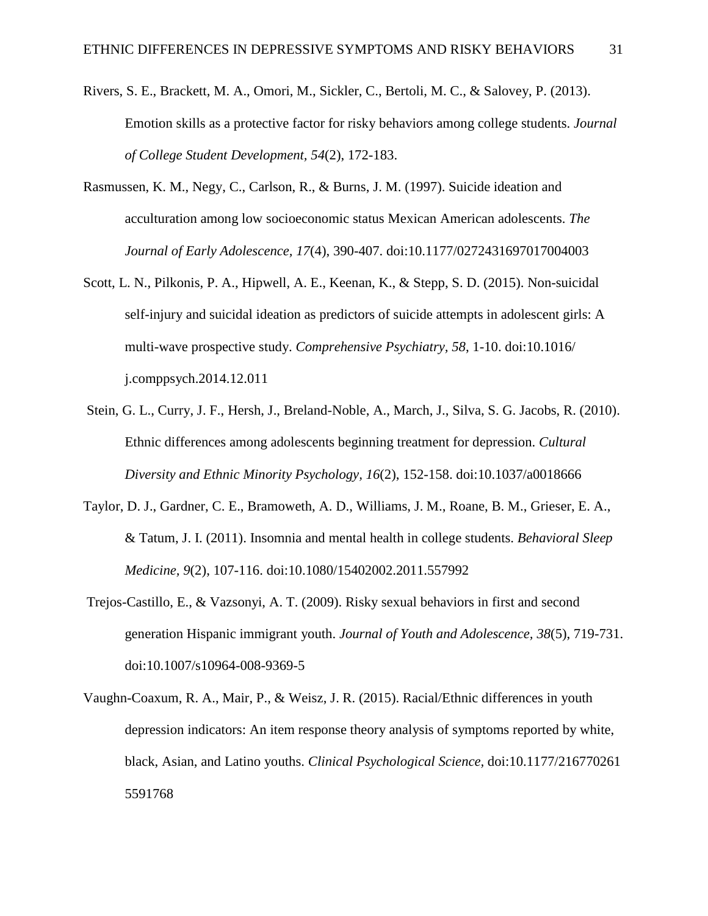Rivers, S. E., Brackett, M. A., Omori, M., Sickler, C., Bertoli, M. C., & Salovey, P. (2013). Emotion skills as a protective factor for risky behaviors among college students. *Journal of College Student Development, 54*(2), 172-183.

Rasmussen, K. M., Negy, C., Carlson, R., & Burns, J. M. (1997). Suicide ideation and acculturation among low socioeconomic status Mexican American adolescents. *The Journal of Early Adolescence, 17*(4), 390-407. doi:10.1177/0272431697017004003

Scott, L. N., Pilkonis, P. A., Hipwell, A. E., Keenan, K., & Stepp, S. D. (2015). Non-suicidal self-injury and suicidal ideation as predictors of suicide attempts in adolescent girls: A multi-wave prospective study. *Comprehensive Psychiatry, 58*, 1-10. doi:10.1016/ j.comppsych.2014.12.011

Stein, G. L., Curry, J. F., Hersh, J., Breland-Noble, A., March, J., Silva, S. G. Jacobs, R. (2010). Ethnic differences among adolescents beginning treatment for depression. *Cultural Diversity and Ethnic Minority Psychology, 16*(2), 152-158. doi:10.1037/a0018666

Taylor, D. J., Gardner, C. E., Bramoweth, A. D., Williams, J. M., Roane, B. M., Grieser, E. A., & Tatum, J. I. (2011). Insomnia and mental health in college students. *Behavioral Sleep Medicine, 9*(2), 107-116. doi:10.1080/15402002.2011.557992

Trejos-Castillo, E., & Vazsonyi, A. T. (2009). Risky sexual behaviors in first and second generation Hispanic immigrant youth. *Journal of Youth and Adolescence, 38*(5), 719-731. doi:10.1007/s10964-008-9369-5

Vaughn-Coaxum, R. A., Mair, P., & Weisz, J. R. (2015). Racial/Ethnic differences in youth depression indicators: An item response theory analysis of symptoms reported by white, black, Asian, and Latino youths. *Clinical Psychological Science,* doi:10.1177/216770261 5591768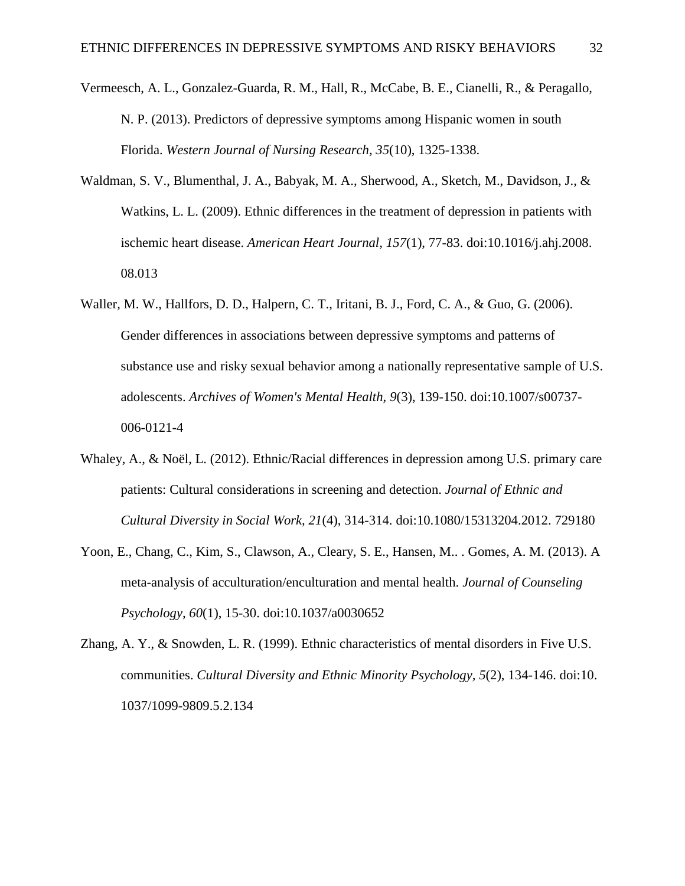Vermeesch, A. L., Gonzalez-Guarda, R. M., Hall, R., McCabe, B. E., Cianelli, R., & Peragallo, N. P. (2013). Predictors of depressive symptoms among Hispanic women in south Florida. *Western Journal of Nursing Research, 35*(10), 1325-1338.

Waldman, S. V., Blumenthal, J. A., Babyak, M. A., Sherwood, A., Sketch, M., Davidson, J., & Watkins, L. L. (2009). Ethnic differences in the treatment of depression in patients with ischemic heart disease. *American Heart Journal, 157*(1), 77-83. doi:10.1016/j.ahj.2008.08.013

Waller, M. W., Hallfors, D. D., Halpern, C. T., Iritani, B. J., Ford, C. A., & Guo, G. (2006). Gender differences in associations between depressive symptoms and patterns of substance use and risky sexual behavior among a nationally representative sample of U.S. adolescents. *Archives of Women's Mental Health, 9*(3), 139-150. doi:10.1007/s00737-006-0121-4

Whaley, A., & Noël, L. (2012). Ethnic/Racial differences in depression among U.S. primary care patients: Cultural considerations in screening and detection. *Journal of Ethnic and Cultural Diversity in Social Work, 21*(4), 314-314. doi:10.1080/15313204.2012. 729180

Yoon, E., Chang, C., Kim, S., Clawson, A., Cleary, S. E., Hansen, M.. . Gomes, A. M. (2013). A meta-analysis of acculturation/enculturation and mental health. *Journal of Counseling Psychology, 60*(1), 15-30. doi:10.1037/a0030652

Zhang, A. Y., & Snowden, L. R. (1999). Ethnic characteristics of mental disorders in Five U.S. communities. *Cultural Diversity and Ethnic Minority Psychology, 5*(2), 134-146. doi:10.1037/1099-9809.5.2.134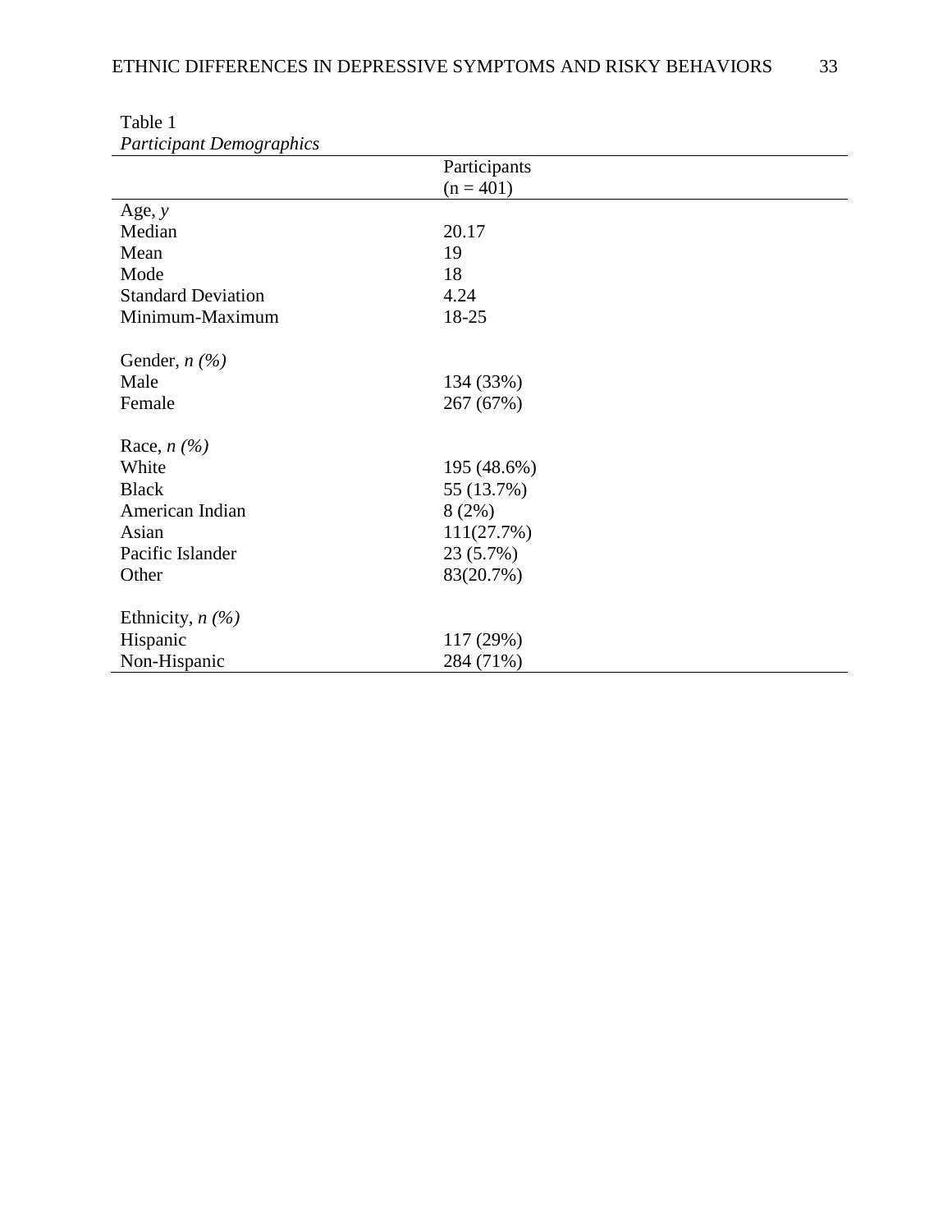Table 1

*Participant Demographics*

| | Participants (n = 401) |
|---|---|
| Age, *y* | |
| Median | 20.17 |
| Mean | 19 |
| Mode | 18 |
| Standard Deviation | 4.24 |
| Minimum-Maximum | 18-25 |
| | |
| Gender, *n (%)* | |
| Male | 134 (33%) |
| Female | 267 (67%) |
| | |
| Race, *n (%)* | |
| White | 195 (48.6%) |
| Black | 55 (13.7%) |
| American Indian | 8 (2%) |
| Asian | 111(27.7%) |
| Pacific Islander | 23 (5.7%) |
| Other | 83(20.7%) |
| | |
| Ethnicity, *n (%)* | |
| Hispanic | 117 (29%) |
| Non-Hispanic | 284 (71%) |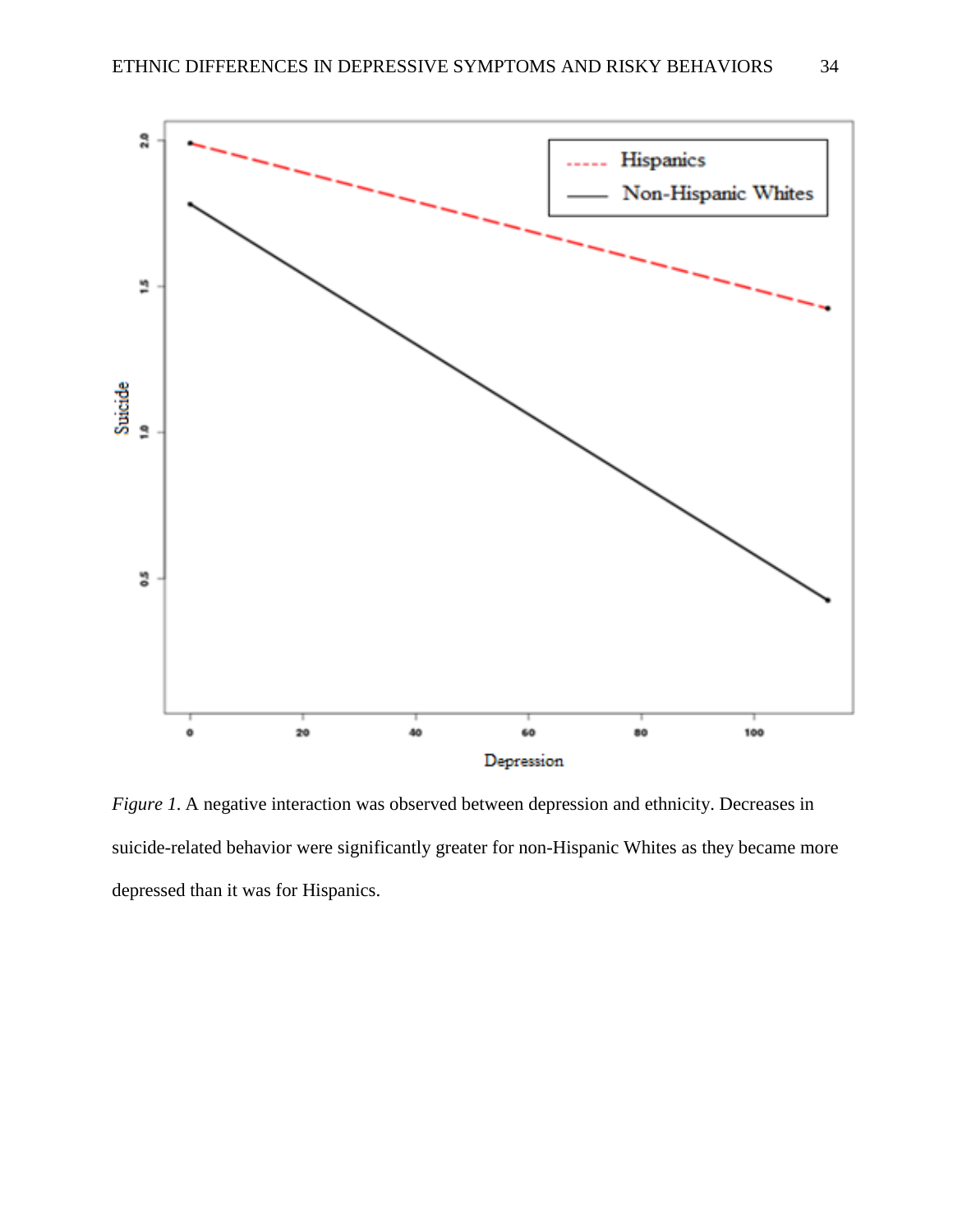Hispanics

Non-Hispanic Whites

Suicide

2.0

1.5

1.0

0.5

0

20

40

60

80

100

Depression

*Figure 1.* A negative interaction was observed between depression and ethnicity. Decreases in suicide-related behavior were significantly greater for non-Hispanic Whites as they became more depressed than it was for Hispanics.